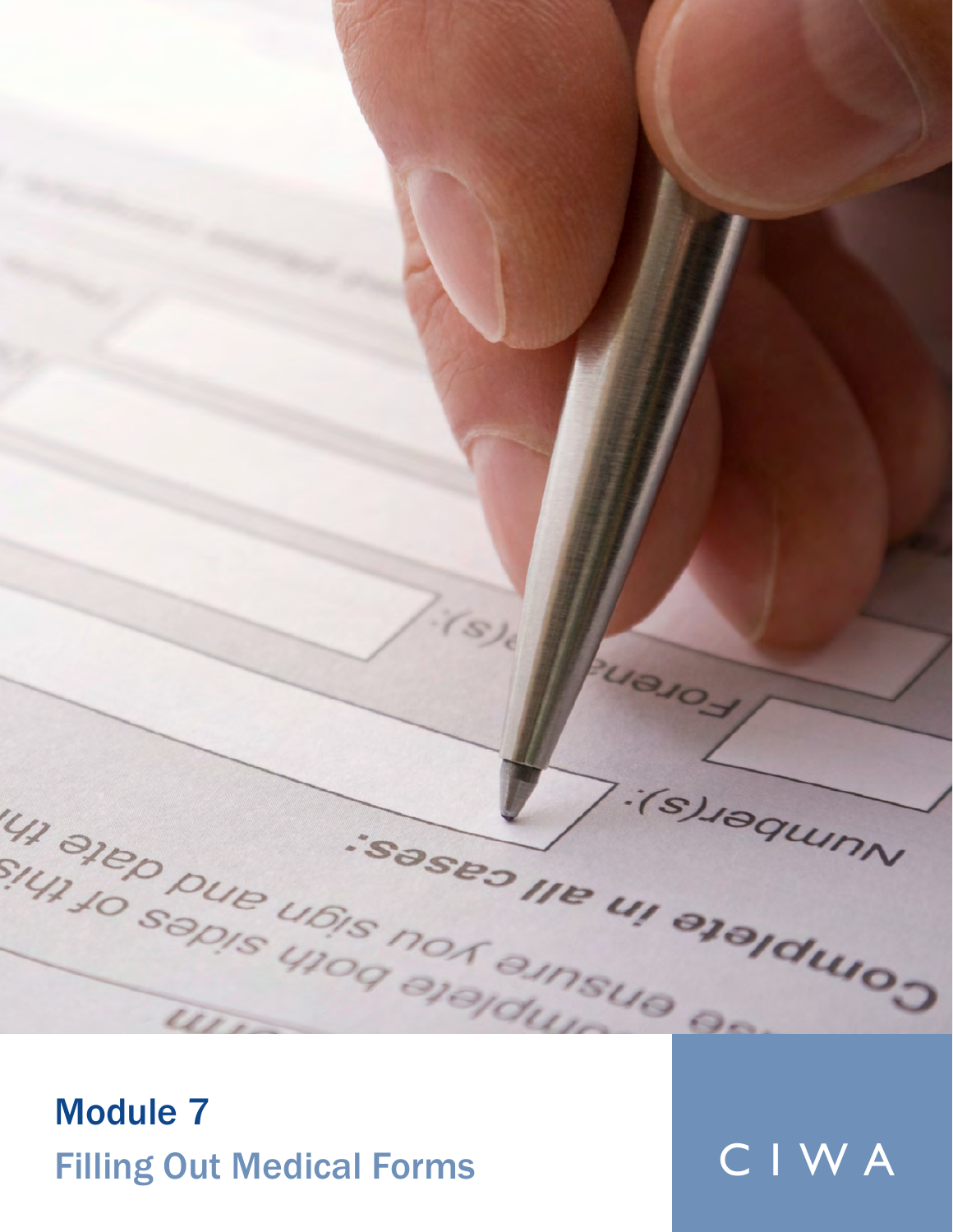# Module 7

## Filling Out Medical Forms

CIWA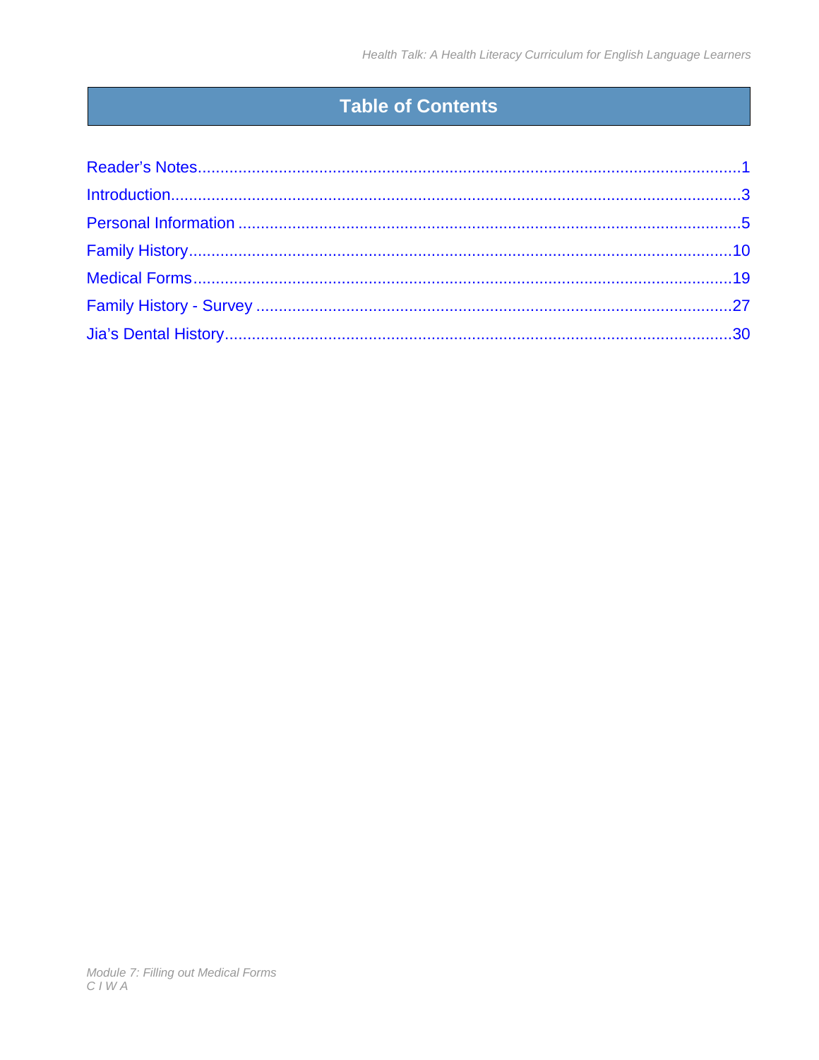# Table of Contents

Reader's Notes........................................................................................................................1

Introduction............................................................................................................................3

Personal Information ..............................................................................................................5

Family History.......................................................................................................................10

Medical Forms......................................................................................................................19

Family History - Survey .......................................................................................................27

Jia's Dental History...............................................................................................................30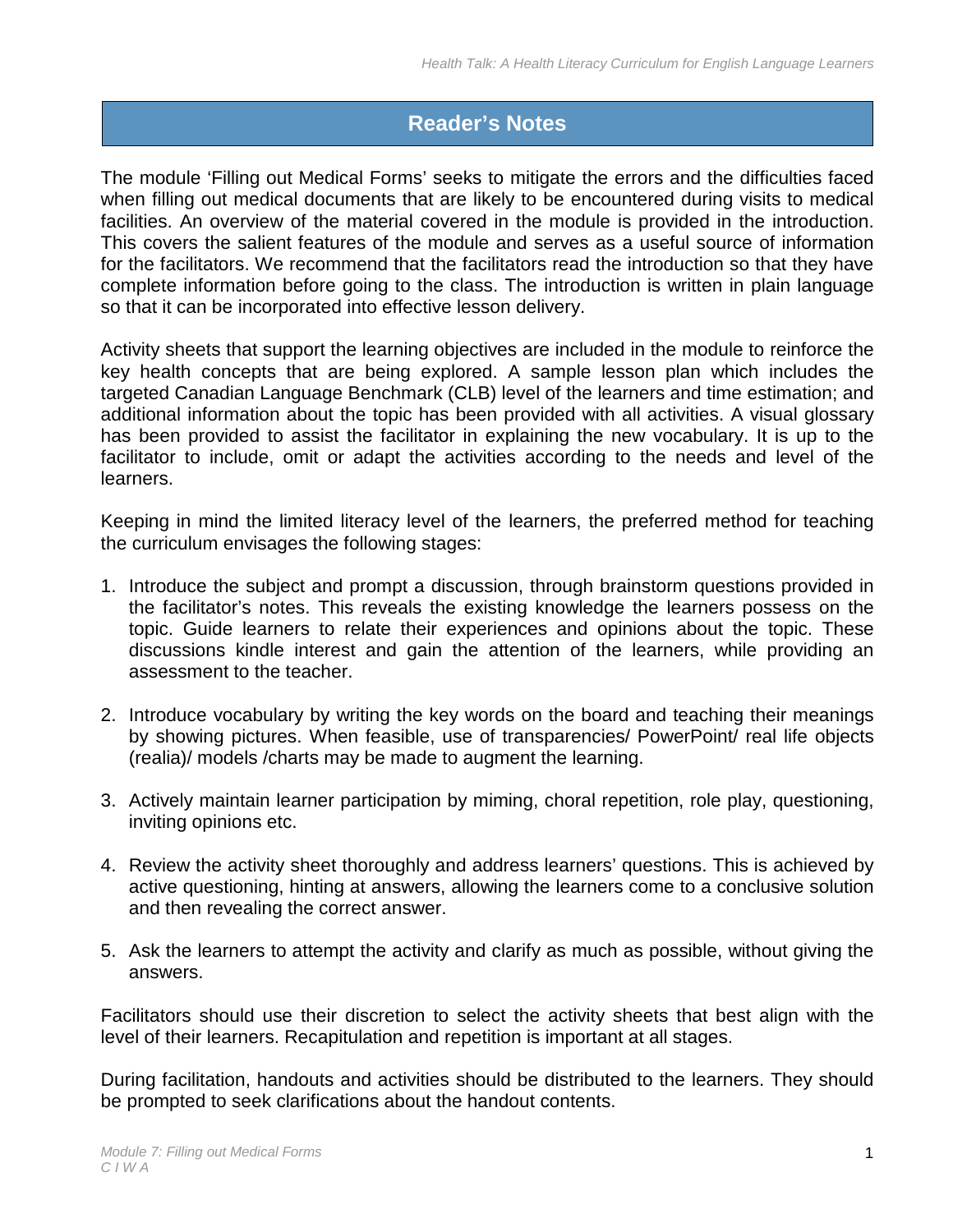# Reader's Notes

The module 'Filling out Medical Forms' seeks to mitigate the errors and the difficulties faced when filling out medical documents that are likely to be encountered during visits to medical facilities. An overview of the material covered in the module is provided in the introduction. This covers the salient features of the module and serves as a useful source of information for the facilitators. We recommend that the facilitators read the introduction so that they have complete information before going to the class. The introduction is written in plain language so that it can be incorporated into effective lesson delivery.

Activity sheets that support the learning objectives are included in the module to reinforce the key health concepts that are being explored. A sample lesson plan which includes the targeted Canadian Language Benchmark (CLB) level of the learners and time estimation; and additional information about the topic has been provided with all activities. A visual glossary has been provided to assist the facilitator in explaining the new vocabulary. It is up to the facilitator to include, omit or adapt the activities according to the needs and level of the learners.

Keeping in mind the limited literacy level of the learners, the preferred method for teaching the curriculum envisages the following stages:

1. Introduce the subject and prompt a discussion, through brainstorm questions provided in the facilitator's notes. This reveals the existing knowledge the learners possess on the topic. Guide learners to relate their experiences and opinions about the topic. These discussions kindle interest and gain the attention of the learners, while providing an assessment to the teacher.

2. Introduce vocabulary by writing the key words on the board and teaching their meanings by showing pictures. When feasible, use of transparencies/ PowerPoint/ real life objects (realia)/ models /charts may be made to augment the learning.

3. Actively maintain learner participation by miming, choral repetition, role play, questioning, inviting opinions etc.

4. Review the activity sheet thoroughly and address learners' questions. This is achieved by active questioning, hinting at answers, allowing the learners come to a conclusive solution and then revealing the correct answer.

5. Ask the learners to attempt the activity and clarify as much as possible, without giving the answers.

Facilitators should use their discretion to select the activity sheets that best align with the level of their learners. Recapitulation and repetition is important at all stages.

During facilitation, handouts and activities should be distributed to the learners. They should be prompted to seek clarifications about the handout contents.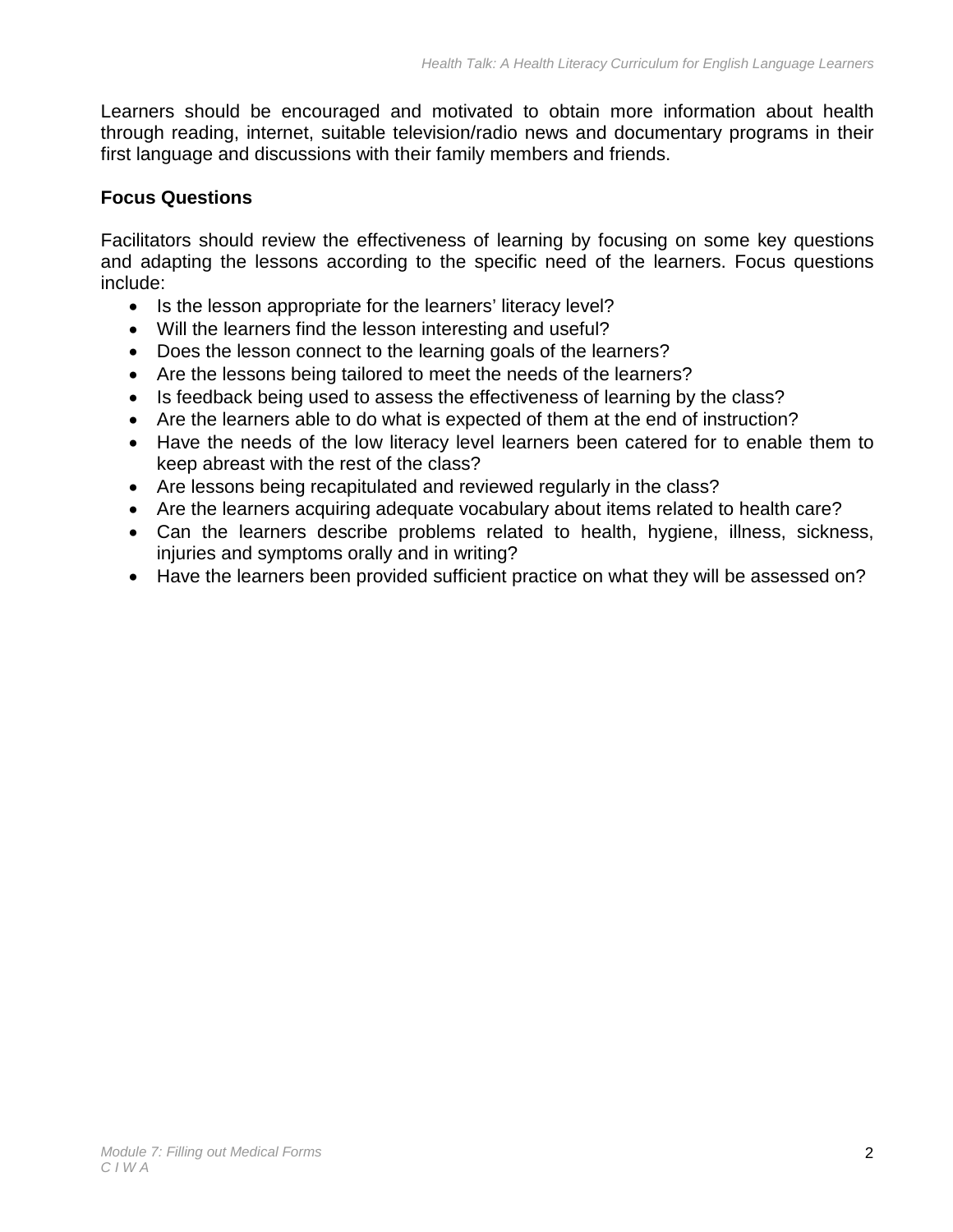Learners should be encouraged and motivated to obtain more information about health through reading, internet, suitable television/radio news and documentary programs in their first language and discussions with their family members and friends.

**Focus Questions**

Facilitators should review the effectiveness of learning by focusing on some key questions and adapting the lessons according to the specific need of the learners. Focus questions include:

- Is the lesson appropriate for the learners' literacy level?
- Will the learners find the lesson interesting and useful?
- Does the lesson connect to the learning goals of the learners?
- Are the lessons being tailored to meet the needs of the learners?
- Is feedback being used to assess the effectiveness of learning by the class?
- Are the learners able to do what is expected of them at the end of instruction?
- Have the needs of the low literacy level learners been catered for to enable them to keep abreast with the rest of the class?
- Are lessons being recapitulated and reviewed regularly in the class?
- Are the learners acquiring adequate vocabulary about items related to health care?
- Can the learners describe problems related to health, hygiene, illness, sickness, injuries and symptoms orally and in writing?
- Have the learners been provided sufficient practice on what they will be assessed on?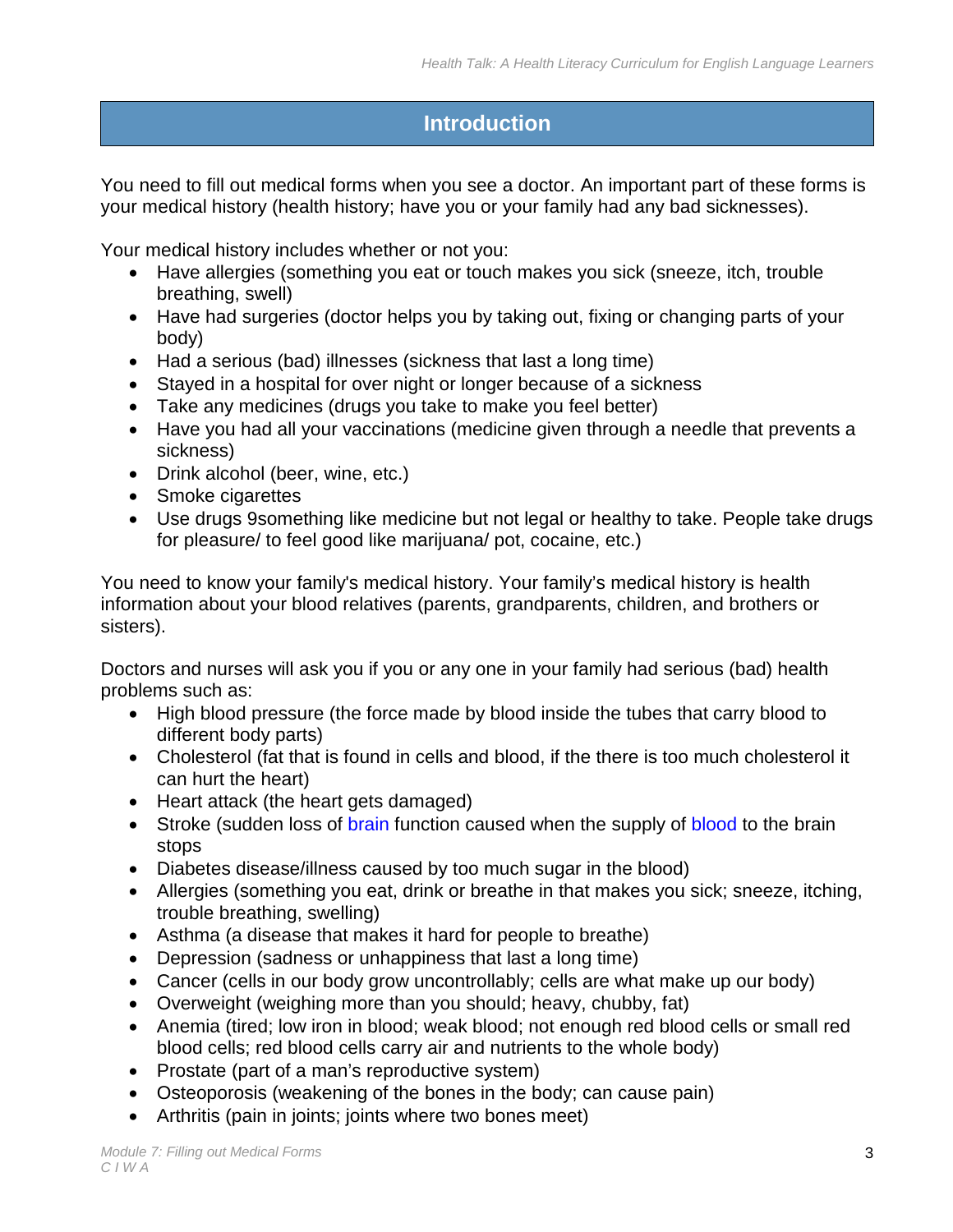## Introduction

You need to fill out medical forms when you see a doctor. An important part of these forms is your medical history (health history; have you or your family had any bad sicknesses).

Your medical history includes whether or not you:

- Have allergies (something you eat or touch makes you sick (sneeze, itch, trouble breathing, swell)
- Have had surgeries (doctor helps you by taking out, fixing or changing parts of your body)
- Had a serious (bad) illnesses (sickness that last a long time)
- Stayed in a hospital for over night or longer because of a sickness
- Take any medicines (drugs you take to make you feel better)
- Have you had all your vaccinations (medicine given through a needle that prevents a sickness)
- Drink alcohol (beer, wine, etc.)
- Smoke cigarettes
- Use drugs 9something like medicine but not legal or healthy to take. People take drugs for pleasure/ to feel good like marijuana/ pot, cocaine, etc.)

You need to know your family's medical history. Your family's medical history is health information about your blood relatives (parents, grandparents, children, and brothers or sisters).

Doctors and nurses will ask you if you or any one in your family had serious (bad) health problems such as:

- High blood pressure (the force made by blood inside the tubes that carry blood to different body parts)
- Cholesterol (fat that is found in cells and blood, if the there is too much cholesterol it can hurt the heart)
- Heart attack (the heart gets damaged)
- Stroke (sudden loss of brain function caused when the supply of blood to the brain stops
- Diabetes disease/illness caused by too much sugar in the blood)
- Allergies (something you eat, drink or breathe in that makes you sick; sneeze, itching, trouble breathing, swelling)
- Asthma (a disease that makes it hard for people to breathe)
- Depression (sadness or unhappiness that last a long time)
- Cancer (cells in our body grow uncontrollably; cells are what make up our body)
- Overweight (weighing more than you should; heavy, chubby, fat)
- Anemia (tired; low iron in blood; weak blood; not enough red blood cells or small red blood cells; red blood cells carry air and nutrients to the whole body)
- Prostate (part of a man's reproductive system)
- Osteoporosis (weakening of the bones in the body; can cause pain)
- Arthritis (pain in joints; joints where two bones meet)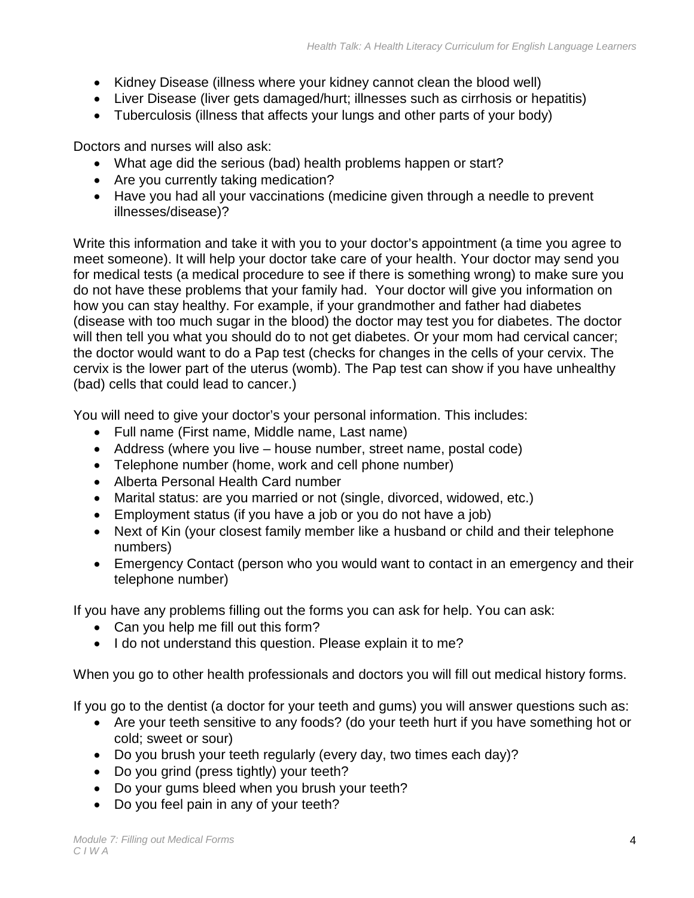- Kidney Disease (illness where your kidney cannot clean the blood well)
- Liver Disease (liver gets damaged/hurt; illnesses such as cirrhosis or hepatitis)
- Tuberculosis (illness that affects your lungs and other parts of your body)

Doctors and nurses will also ask:

- What age did the serious (bad) health problems happen or start?
- Are you currently taking medication?
- Have you had all your vaccinations (medicine given through a needle to prevent illnesses/disease)?

Write this information and take it with you to your doctor's appointment (a time you agree to meet someone). It will help your doctor take care of your health. Your doctor may send you for medical tests (a medical procedure to see if there is something wrong) to make sure you do not have these problems that your family had. Your doctor will give you information on how you can stay healthy. For example, if your grandmother and father had diabetes (disease with too much sugar in the blood) the doctor may test you for diabetes. The doctor will then tell you what you should do to not get diabetes. Or your mom had cervical cancer; the doctor would want to do a Pap test (checks for changes in the cells of your cervix. The cervix is the lower part of the uterus (womb). The Pap test can show if you have unhealthy (bad) cells that could lead to cancer.)

You will need to give your doctor's your personal information. This includes:

- Full name (First name, Middle name, Last name)
- Address (where you live – house number, street name, postal code)
- Telephone number (home, work and cell phone number)
- Alberta Personal Health Card number
- Marital status: are you married or not (single, divorced, widowed, etc.)
- Employment status (if you have a job or you do not have a job)
- Next of Kin (your closest family member like a husband or child and their telephone numbers)
- Emergency Contact (person who you would want to contact in an emergency and their telephone number)

If you have any problems filling out the forms you can ask for help. You can ask:

- Can you help me fill out this form?
- I do not understand this question. Please explain it to me?

When you go to other health professionals and doctors you will fill out medical history forms.

If you go to the dentist (a doctor for your teeth and gums) you will answer questions such as:

- Are your teeth sensitive to any foods? (do your teeth hurt if you have something hot or cold; sweet or sour)
- Do you brush your teeth regularly (every day, two times each day)?
- Do you grind (press tightly) your teeth?
- Do your gums bleed when you brush your teeth?
- Do you feel pain in any of your teeth?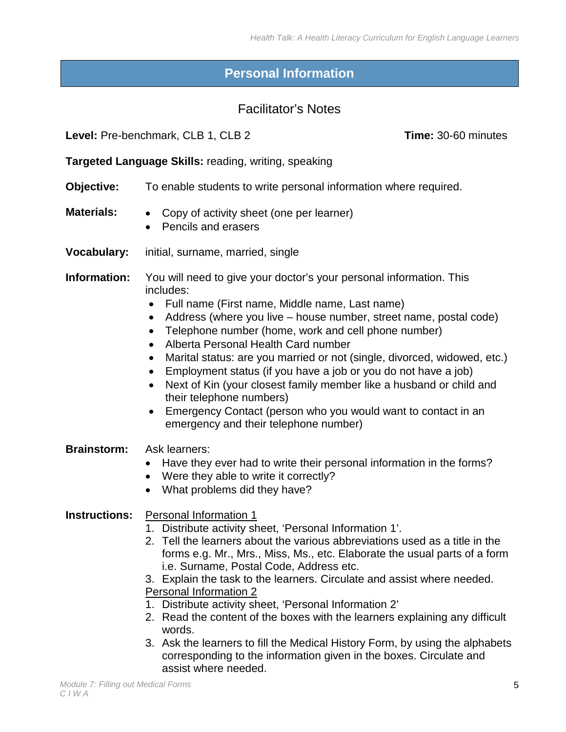# Personal Information

## Facilitator's Notes

**Level:** Pre-benchmark, CLB 1, CLB 2 **Time:** 30-60 minutes

**Targeted Language Skills:** reading, writing, speaking

**Objective:** To enable students to write personal information where required.

**Materials:**

- Copy of activity sheet (one per learner)
- Pencils and erasers

**Vocabulary:** initial, surname, married, single

**Information:** You will need to give your doctor's your personal information. This includes:

- Full name (First name, Middle name, Last name)
- Address (where you live – house number, street name, postal code)
- Telephone number (home, work and cell phone number)
- Alberta Personal Health Card number
- Marital status: are you married or not (single, divorced, widowed, etc.)
- Employment status (if you have a job or you do not have a job)
- Next of Kin (your closest family member like a husband or child and their telephone numbers)
- Emergency Contact (person who you would want to contact in an emergency and their telephone number)

**Brainstorm:** Ask learners:

- Have they ever had to write their personal information in the forms?
- Were they able to write it correctly?
- What problems did they have?

**Instructions:**

<u>Personal Information 1</u>

1. Distribute activity sheet, 'Personal Information 1'.
2. Tell the learners about the various abbreviations used as a title in the forms e.g. Mr., Mrs., Miss, Ms., etc. Elaborate the usual parts of a form i.e. Surname, Postal Code, Address etc.
3. Explain the task to the learners. Circulate and assist where needed.

<u>Personal Information 2</u>

1. Distribute activity sheet, 'Personal Information 2'
2. Read the content of the boxes with the learners explaining any difficult words.
3. Ask the learners to fill the Medical History Form, by using the alphabets corresponding to the information given in the boxes. Circulate and assist where needed.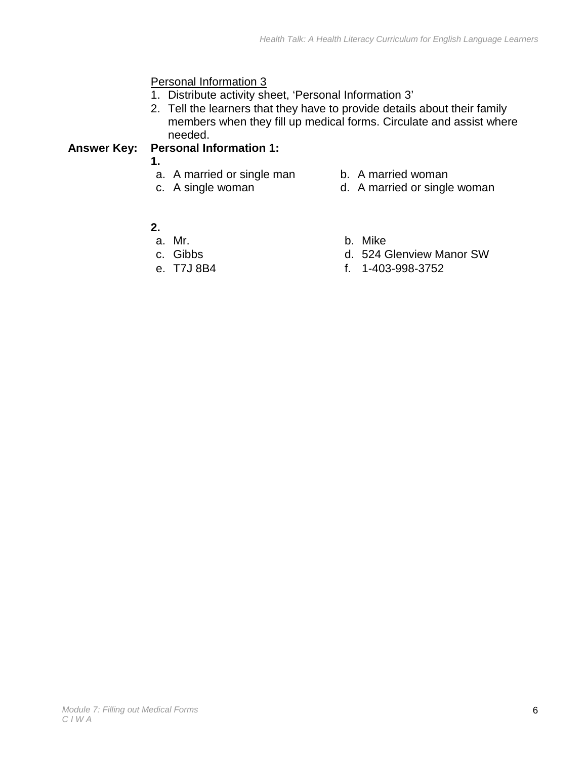Personal Information 3

1. Distribute activity sheet, 'Personal Information 3'
2. Tell the learners that they have to provide details about their family members when they fill up medical forms. Circulate and assist where needed.

**Answer Key:** **Personal Information 1:**

**1.**

a. A married or single man
b. A married woman
c. A single woman
d. A married or single woman

**2.**

a. Mr.
b. Mike
c. Gibbs
d. 524 Glenview Manor SW
e. T7J 8B4
f. 1-403-998-3752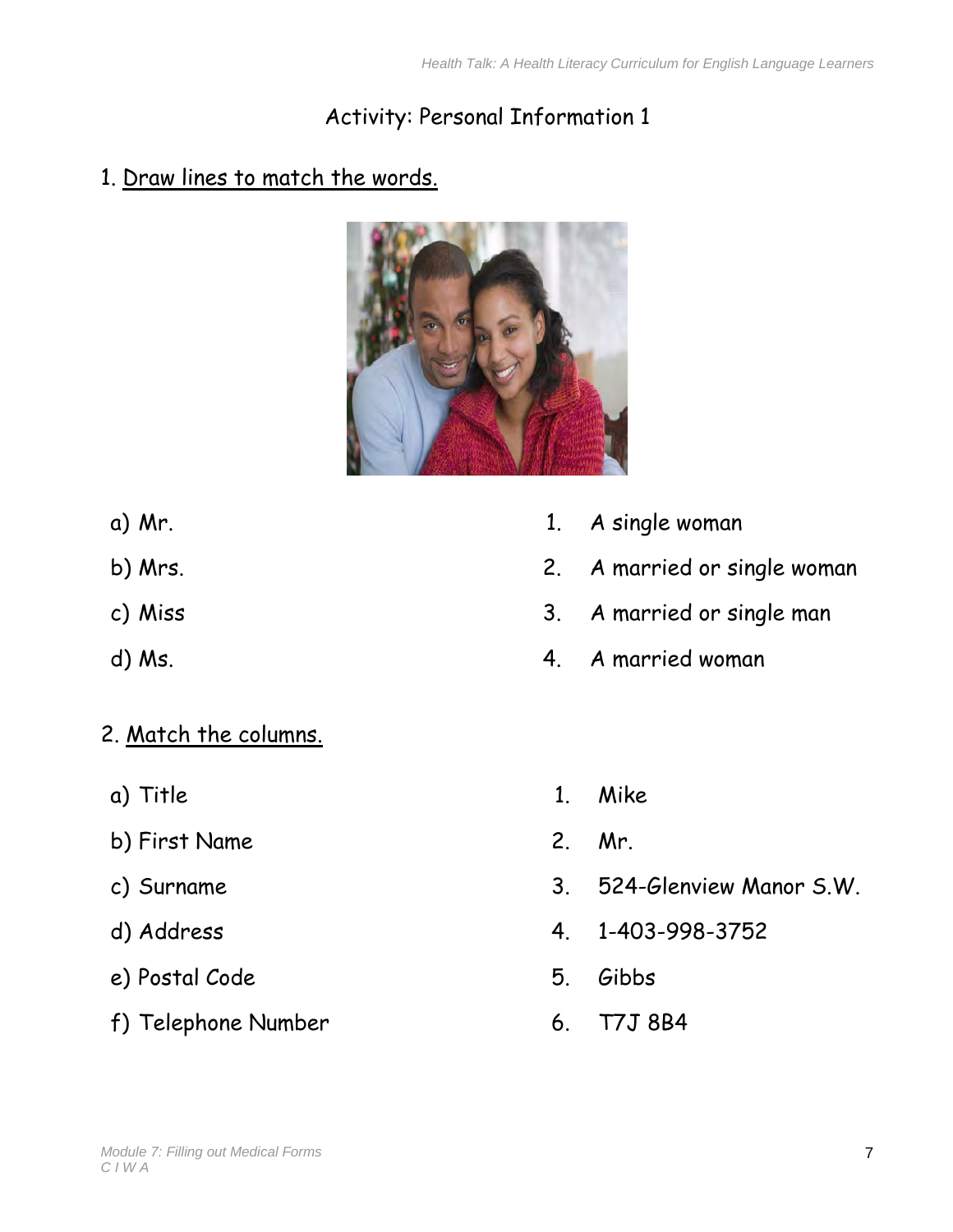# Activity: Personal Information 1

1. Draw lines to match the words.

| | |
|---|---|
| a) Mr. | 1. A single woman |
| b) Mrs. | 2. A married or single woman |
| c) Miss | 3. A married or single man |
| d) Ms. | 4. A married woman |

2. Match the columns.

| | |
|---|---|
| a) Title | 1. Mike |
| b) First Name | 2. Mr. |
| c) Surname | 3. 524-Glenview Manor S.W. |
| d) Address | 4. 1-403-998-3752 |
| e) Postal Code | 5. Gibbs |
| f) Telephone Number | 6. T7J 8B4 |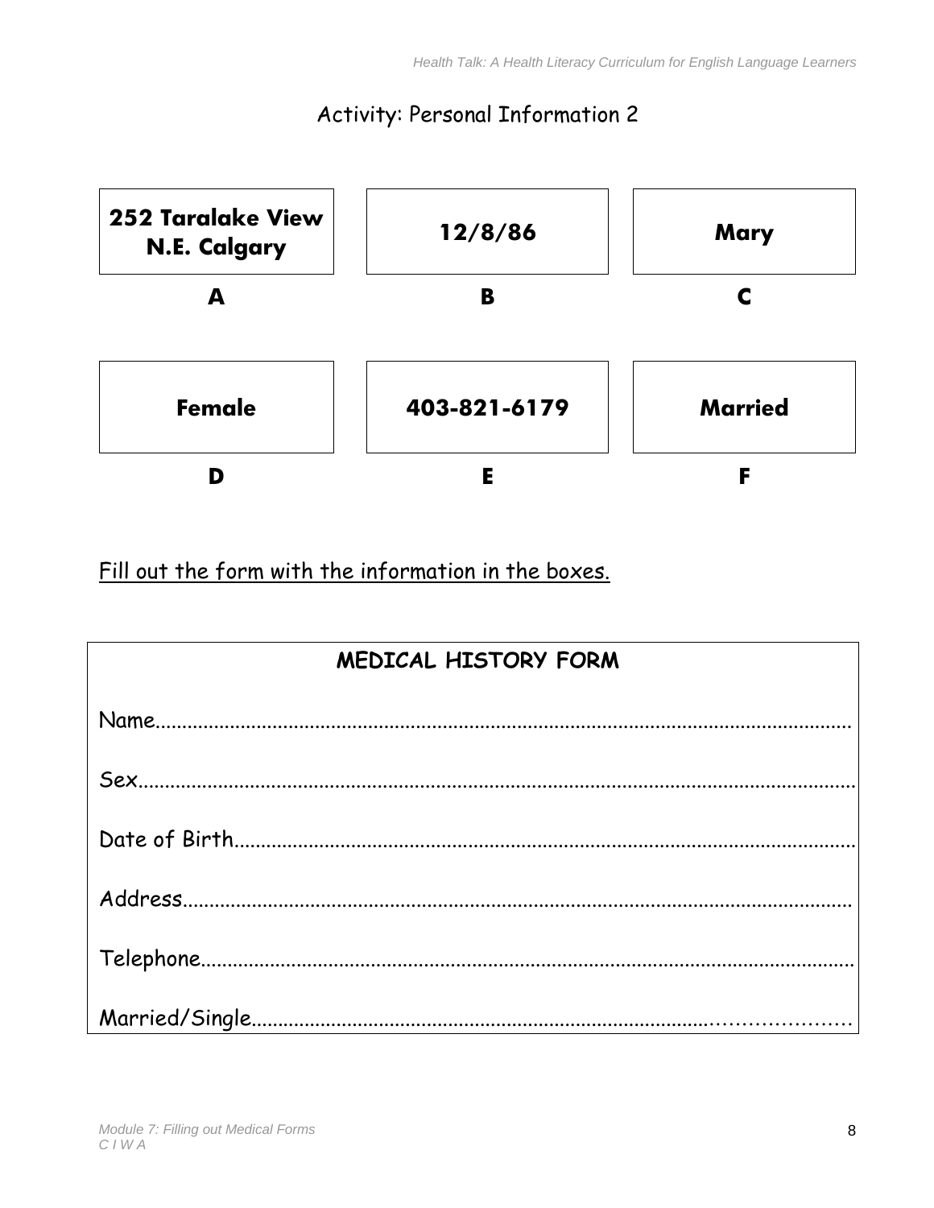## Activity: Personal Information 2

| 252 Taralake View N.E. Calgary | 12/8/86 | Mary |
|---|---|---|
| **A** | **B** | **C** |
| **Female** | **403-821-6179** | **Married** |
| **D** | **E** | **F** |

Fill out the form with the information in the boxes.

**MEDICAL HISTORY FORM**

Name.......................................................................................................................

Sex.........................................................................................................................

Date of Birth.........................................................................................................

Address..................................................................................................................

Telephone..............................................................................................................

Married/Single.......................................................................................................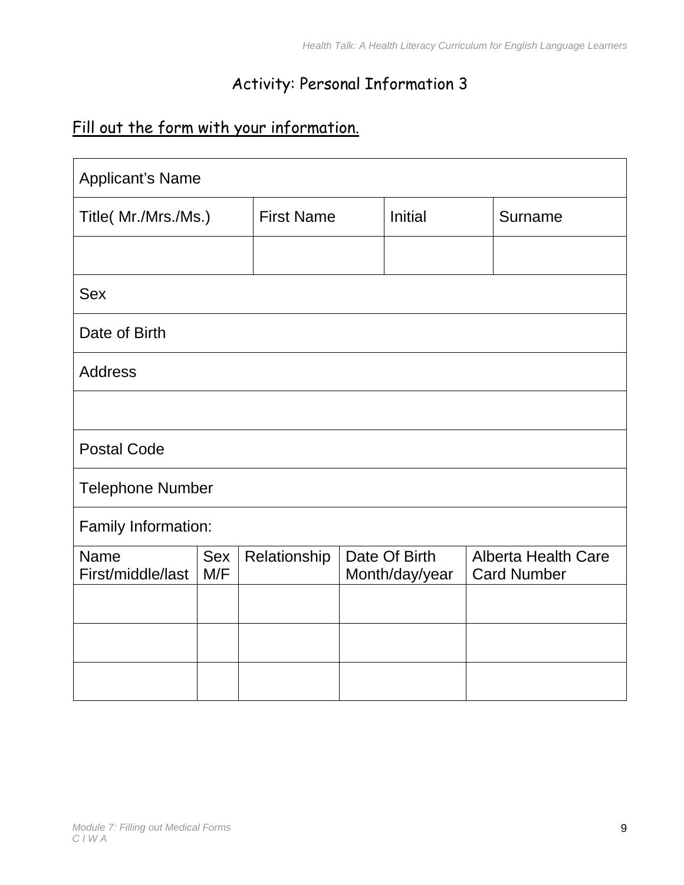# Activity: Personal Information 3

<u>Fill out the form with your information.</u>

| Applicant's Name | | | |
|---|---|---|---|
| Title( Mr./Mrs./Ms.) | First Name | Initial | Surname |
| | | | |
| Sex | | | |
| Date of Birth | | | |
| Address | | | |
| | | | |
| Postal Code | | | |
| Telephone Number | | | |
| Family Information: | | | |

| Name First/middle/last | Sex M/F | Relationship | Date Of Birth Month/day/year | Alberta Health Care Card Number |
|---|---|---|---|---|
| | | | | |
| | | | | |
| | | | | |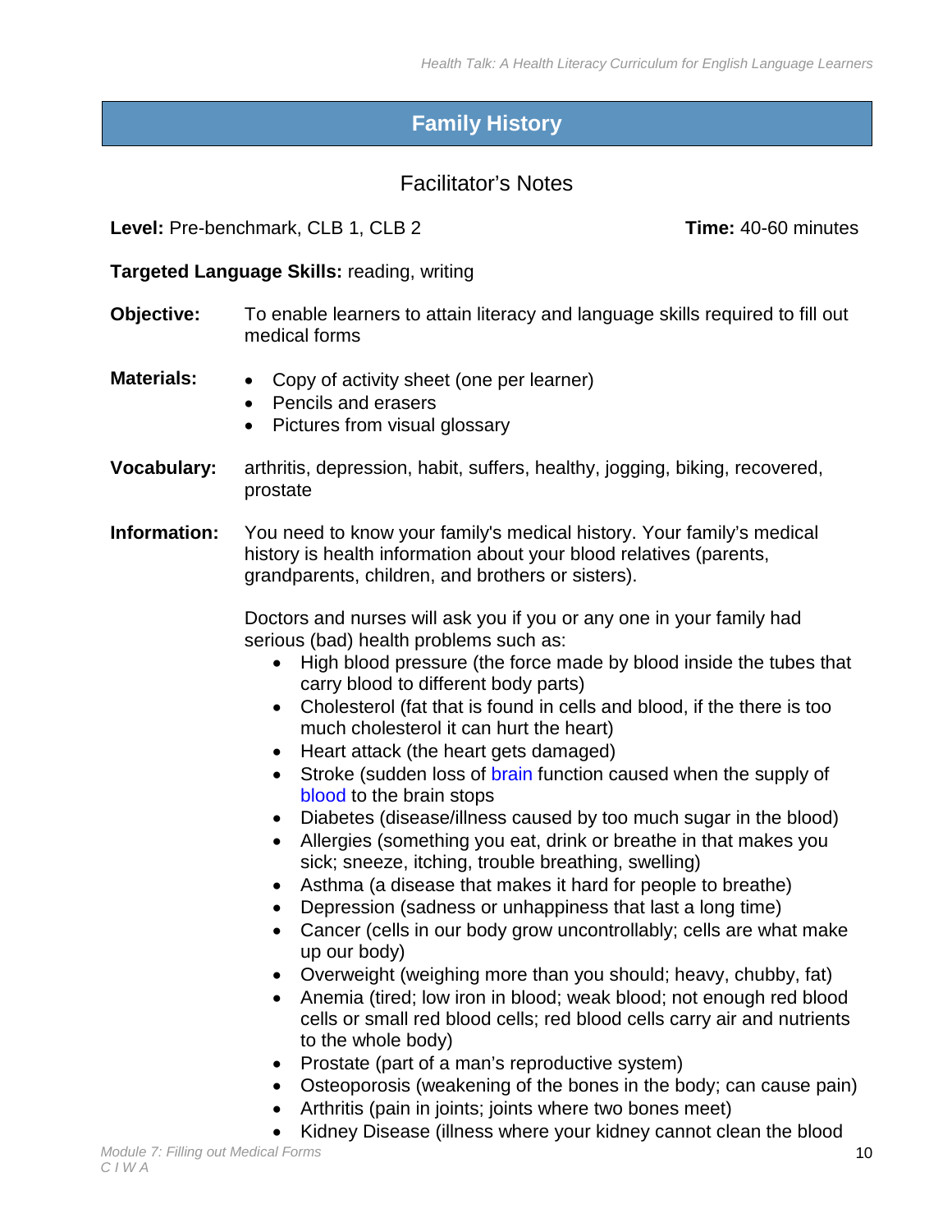# Family History

## Facilitator's Notes

**Level:** Pre-benchmark, CLB 1, CLB 2 **Time:** 40-60 minutes

**Targeted Language Skills:** reading, writing

**Objective:** To enable learners to attain literacy and language skills required to fill out medical forms

**Materials:**

- Copy of activity sheet (one per learner)
- Pencils and erasers
- Pictures from visual glossary

**Vocabulary:** arthritis, depression, habit, suffers, healthy, jogging, biking, recovered, prostate

**Information:** You need to know your family's medical history. Your family's medical history is health information about your blood relatives (parents, grandparents, children, and brothers or sisters).

Doctors and nurses will ask you if you or any one in your family had serious (bad) health problems such as:

- High blood pressure (the force made by blood inside the tubes that carry blood to different body parts)
- Cholesterol (fat that is found in cells and blood, if the there is too much cholesterol it can hurt the heart)
- Heart attack (the heart gets damaged)
- Stroke (sudden loss of brain function caused when the supply of blood to the brain stops
- Diabetes (disease/illness caused by too much sugar in the blood)
- Allergies (something you eat, drink or breathe in that makes you sick; sneeze, itching, trouble breathing, swelling)
- Asthma (a disease that makes it hard for people to breathe)
- Depression (sadness or unhappiness that last a long time)
- Cancer (cells in our body grow uncontrollably; cells are what make up our body)
- Overweight (weighing more than you should; heavy, chubby, fat)
- Anemia (tired; low iron in blood; weak blood; not enough red blood cells or small red blood cells; red blood cells carry air and nutrients to the whole body)
- Prostate (part of a man's reproductive system)
- Osteoporosis (weakening of the bones in the body; can cause pain)
- Arthritis (pain in joints; joints where two bones meet)
- Kidney Disease (illness where your kidney cannot clean the blood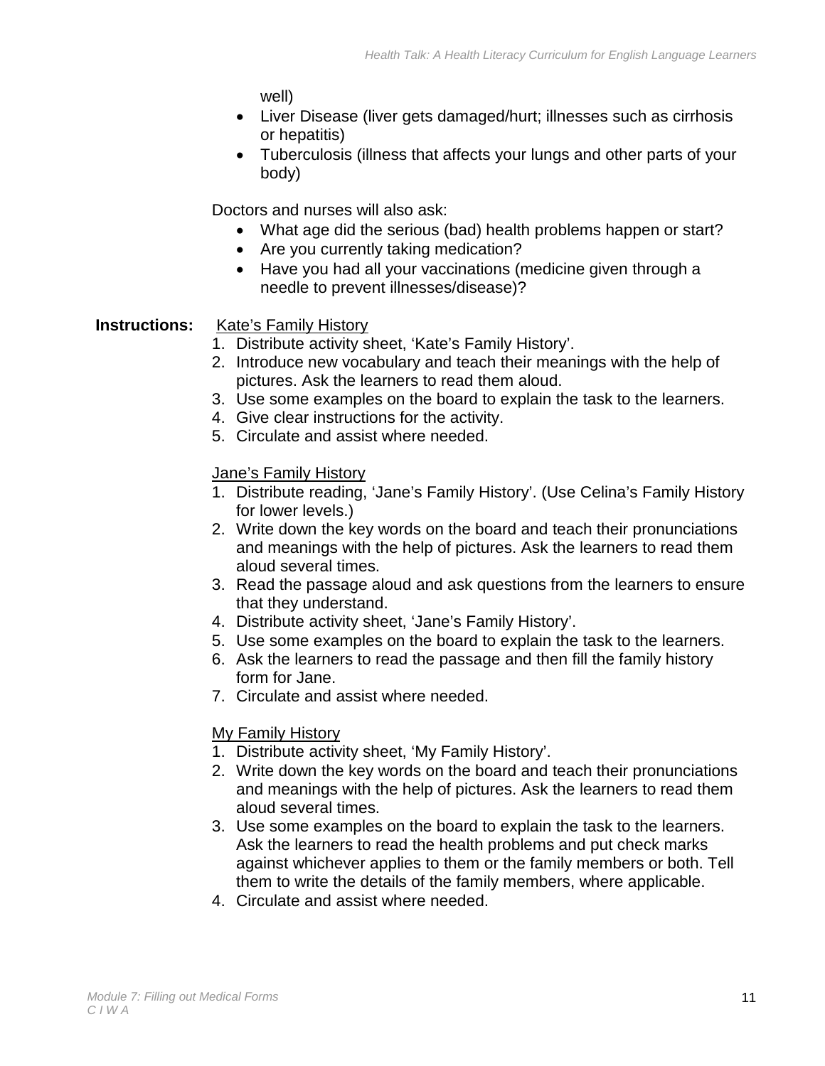well)

- Liver Disease (liver gets damaged/hurt; illnesses such as cirrhosis or hepatitis)
- Tuberculosis (illness that affects your lungs and other parts of your body)

Doctors and nurses will also ask:

- What age did the serious (bad) health problems happen or start?
- Are you currently taking medication?
- Have you had all your vaccinations (medicine given through a needle to prevent illnesses/disease)?

**Instructions:**

Kate's Family History

1. Distribute activity sheet, 'Kate's Family History'.
2. Introduce new vocabulary and teach their meanings with the help of pictures. Ask the learners to read them aloud.
3. Use some examples on the board to explain the task to the learners.
4. Give clear instructions for the activity.
5. Circulate and assist where needed.

Jane's Family History

1. Distribute reading, 'Jane's Family History'. (Use Celina's Family History for lower levels.)
2. Write down the key words on the board and teach their pronunciations and meanings with the help of pictures. Ask the learners to read them aloud several times.
3. Read the passage aloud and ask questions from the learners to ensure that they understand.
4. Distribute activity sheet, 'Jane's Family History'.
5. Use some examples on the board to explain the task to the learners.
6. Ask the learners to read the passage and then fill the family history form for Jane.
7. Circulate and assist where needed.

My Family History

1. Distribute activity sheet, 'My Family History'.
2. Write down the key words on the board and teach their pronunciations and meanings with the help of pictures. Ask the learners to read them aloud several times.
3. Use some examples on the board to explain the task to the learners. Ask the learners to read the health problems and put check marks against whichever applies to them or the family members or both. Tell them to write the details of the family members, where applicable.
4. Circulate and assist where needed.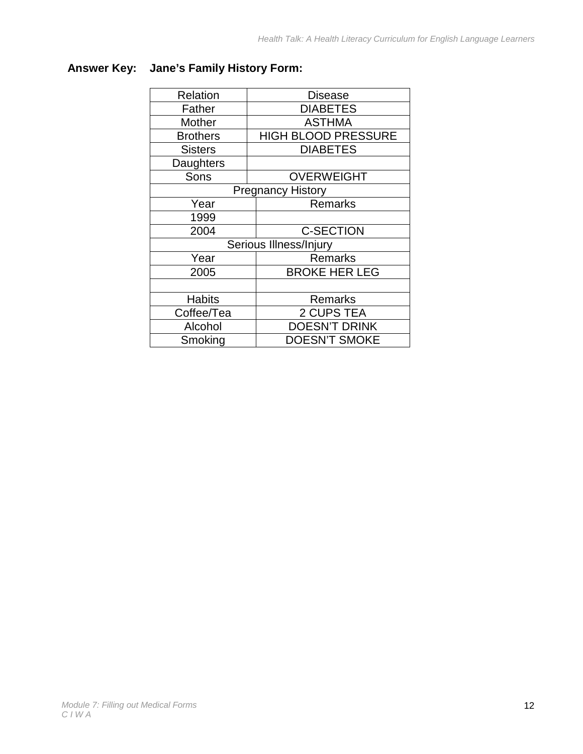**Answer Key: Jane's Family History Form:**

| Relation | Disease |
|---|---|
| Father | DIABETES |
| Mother | ASTHMA |
| Brothers | HIGH BLOOD PRESSURE |
| Sisters | DIABETES |
| Daughters | |
| Sons | OVERWEIGHT |
| Pregnancy History | |
| Year | Remarks |
| 1999 | |
| 2004 | C-SECTION |
| Serious Illness/Injury | |
| Year | Remarks |
| 2005 | BROKE HER LEG |
| | |
| Habits | Remarks |
| Coffee/Tea | 2 CUPS TEA |
| Alcohol | DOESN'T DRINK |
| Smoking | DOESN'T SMOKE |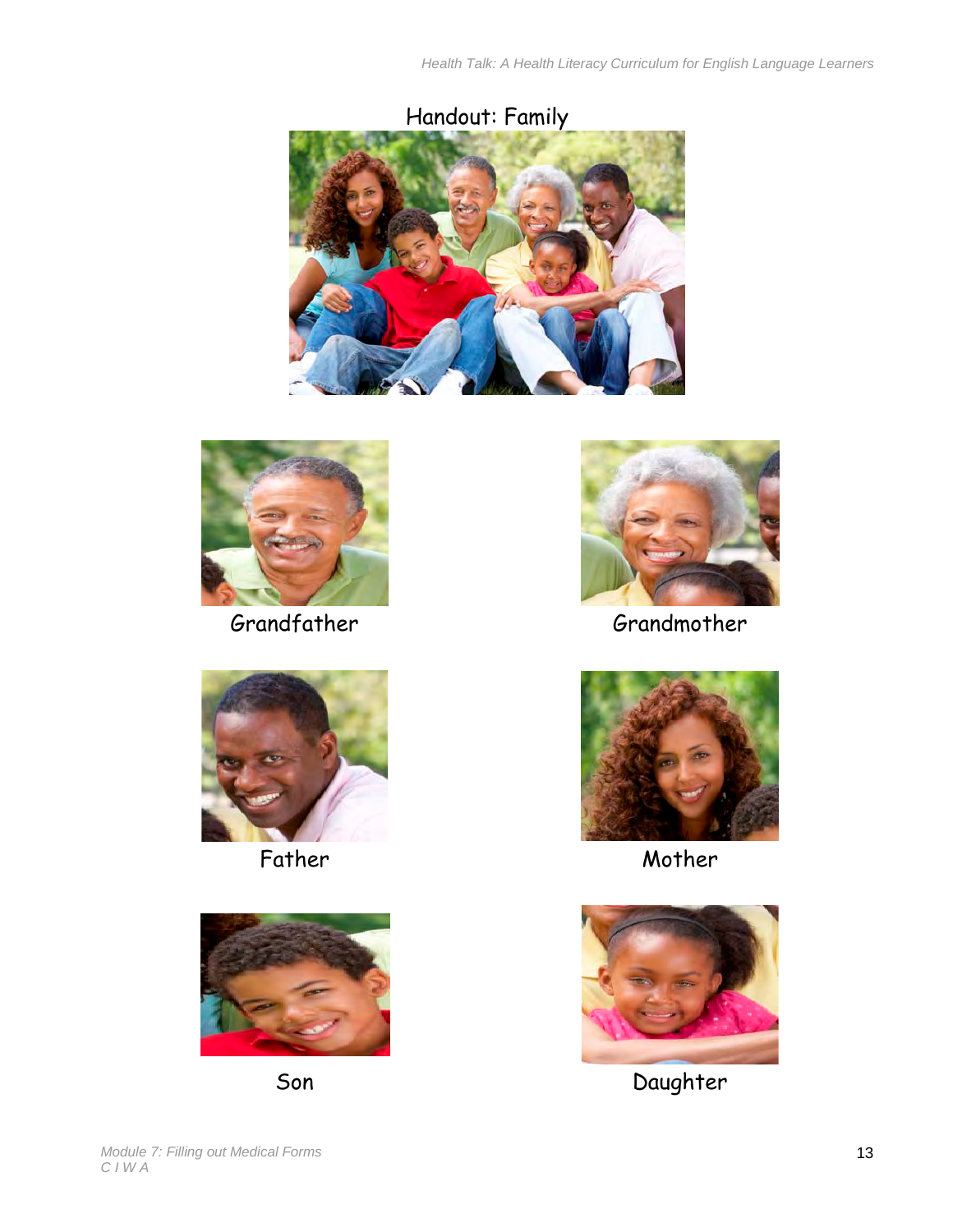# Handout: Family

Grandfather

Grandmother

Father

Mother

Son

Daughter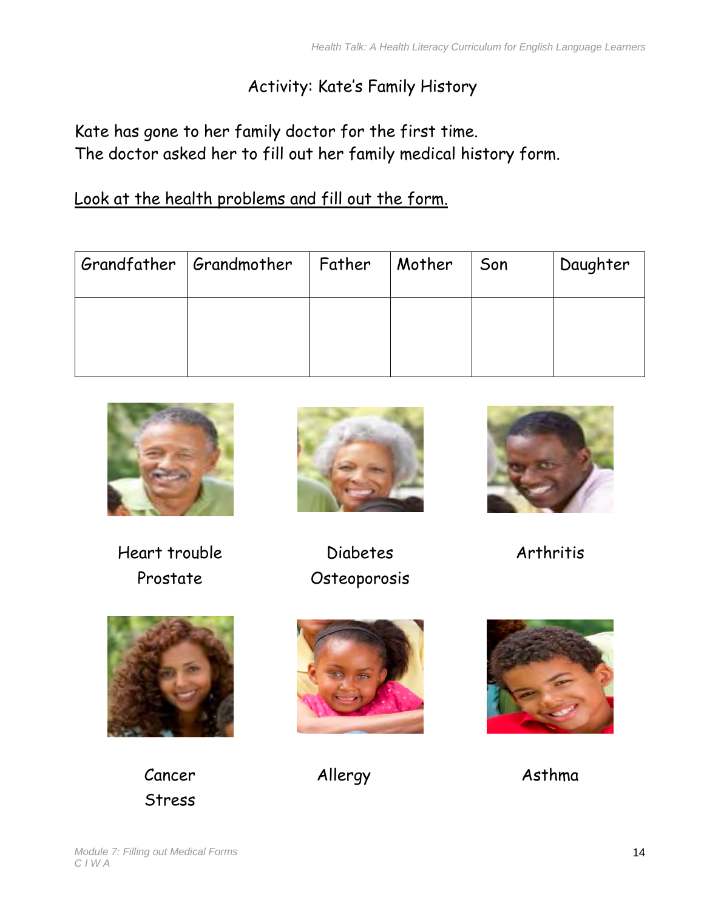## Activity: Kate's Family History

Kate has gone to her family doctor for the first time.
The doctor asked her to fill out her family medical history form.

Look at the health problems and fill out the form.

| Grandfather | Grandmother | Father | Mother | Son | Daughter |
|---|---|---|---|---|---|
| | | | | | |

Heart trouble
Prostate

Diabetes
Osteoporosis

Arthritis

Cancer
Stress

Allergy

Asthma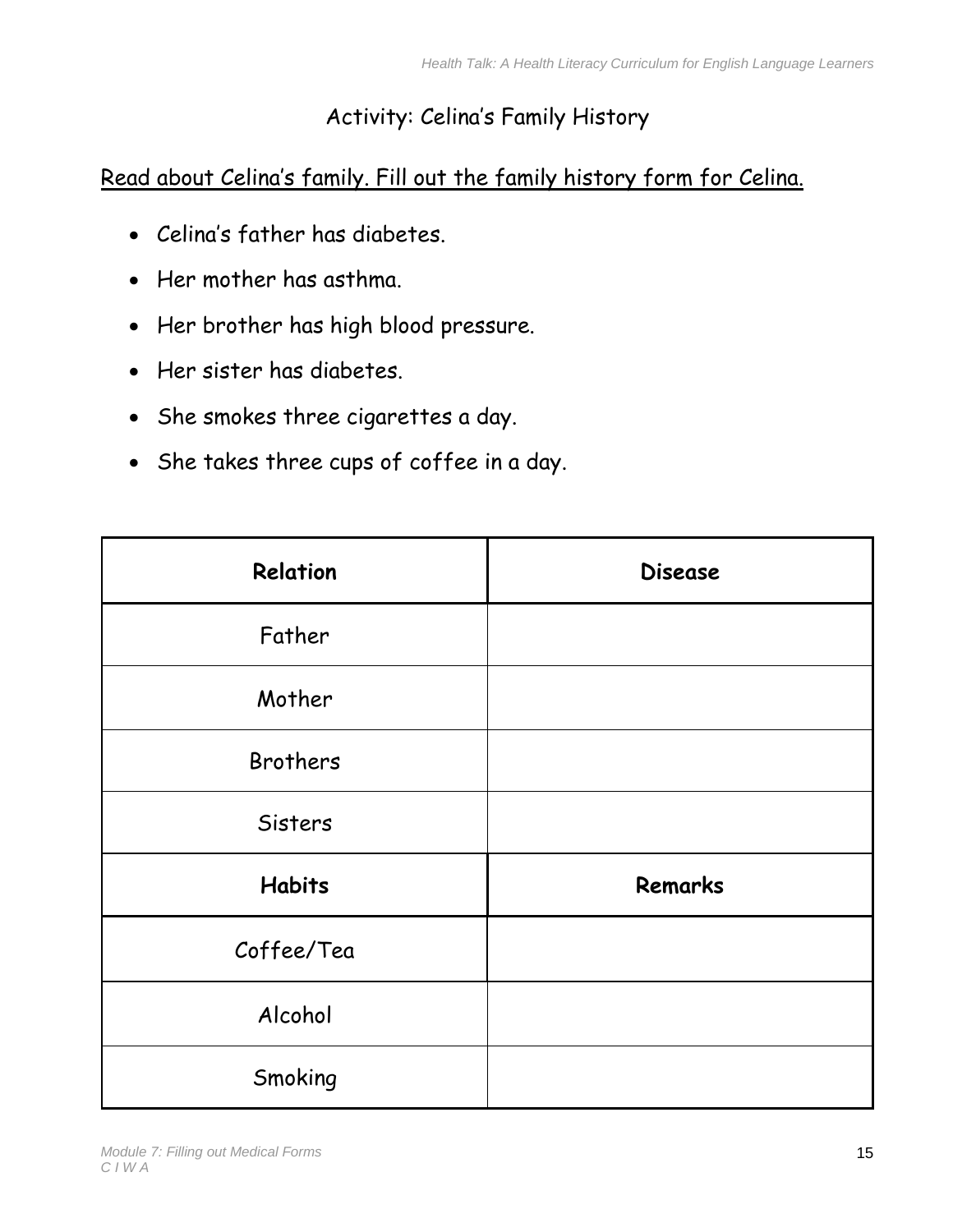## Activity: Celina's Family History

Read about Celina's family. Fill out the family history form for Celina.

- Celina's father has diabetes.
- Her mother has asthma.
- Her brother has high blood pressure.
- Her sister has diabetes.
- She smokes three cigarettes a day.
- She takes three cups of coffee in a day.

| Relation | Disease |
|---|---|
| Father | |
| Mother | |
| Brothers | |
| Sisters | |
| **Habits** | **Remarks** |
| Coffee/Tea | |
| Alcohol | |
| Smoking | |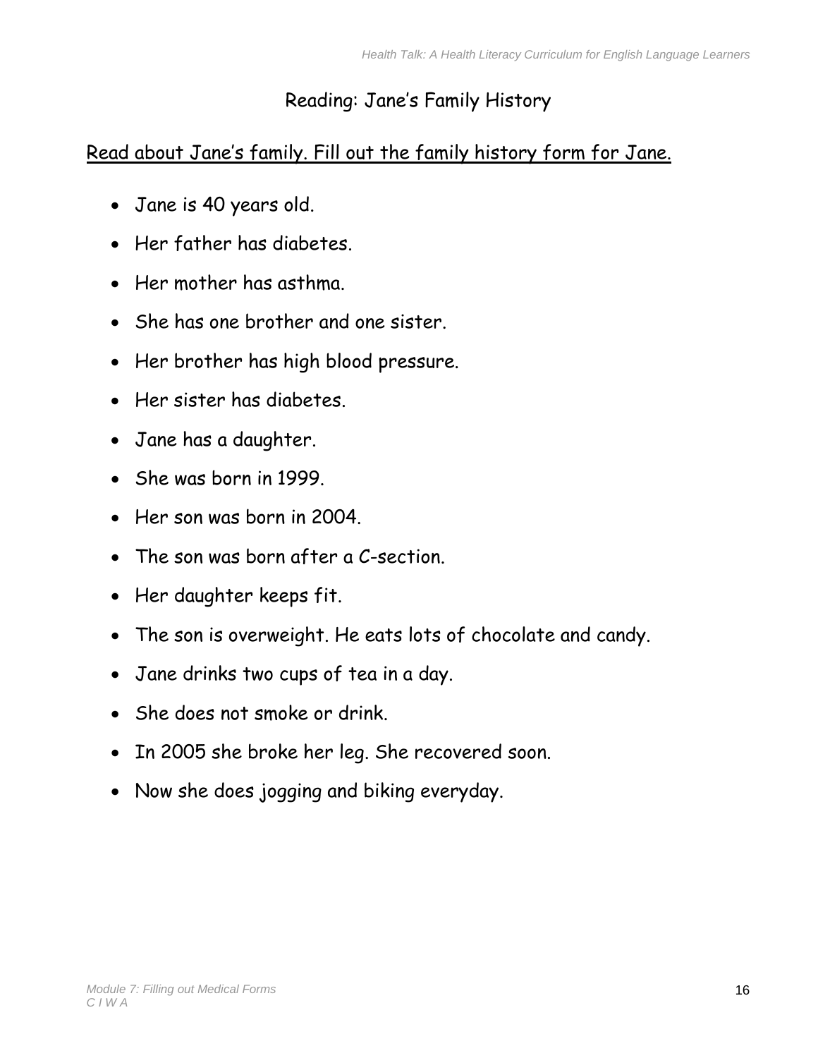# Reading: Jane's Family History

Read about Jane's family. Fill out the family history form for Jane.

- Jane is 40 years old.
- Her father has diabetes.
- Her mother has asthma.
- She has one brother and one sister.
- Her brother has high blood pressure.
- Her sister has diabetes.
- Jane has a daughter.
- She was born in 1999.
- Her son was born in 2004.
- The son was born after a C-section.
- Her daughter keeps fit.
- The son is overweight. He eats lots of chocolate and candy.
- Jane drinks two cups of tea in a day.
- She does not smoke or drink.
- In 2005 she broke her leg. She recovered soon.
- Now she does jogging and biking everyday.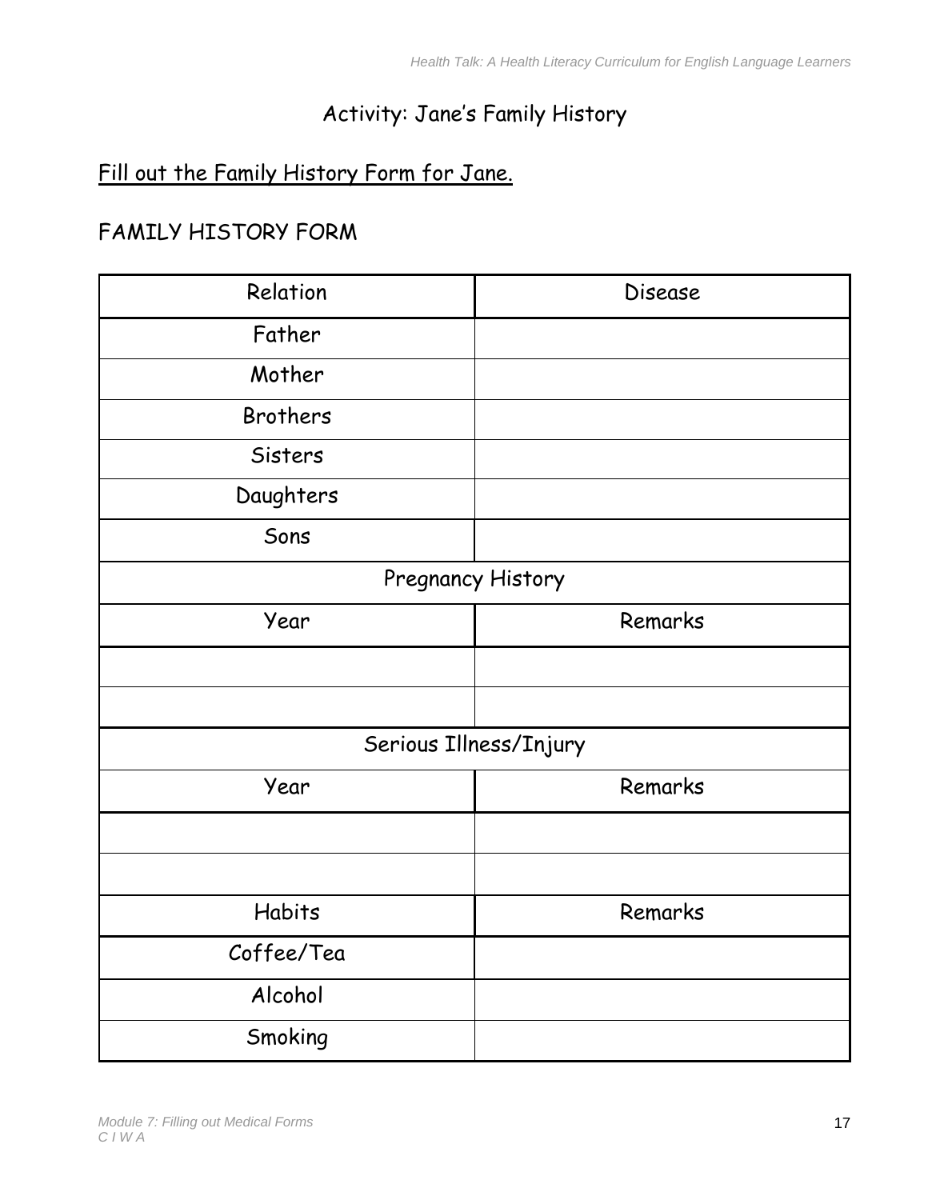## Activity: Jane's Family History

<u>Fill out the Family History Form for Jane.</u>

FAMILY HISTORY FORM

| Relation | Disease |
|---|---|
| Father | |
| Mother | |
| Brothers | |
| Sisters | |
| Daughters | |
| Sons | |
| Pregnancy History | |
| Year | Remarks |
| | |
| | |
| Serious Illness/Injury | |
| Year | Remarks |
| | |
| | |
| Habits | Remarks |
| Coffee/Tea | |
| Alcohol | |
| Smoking | |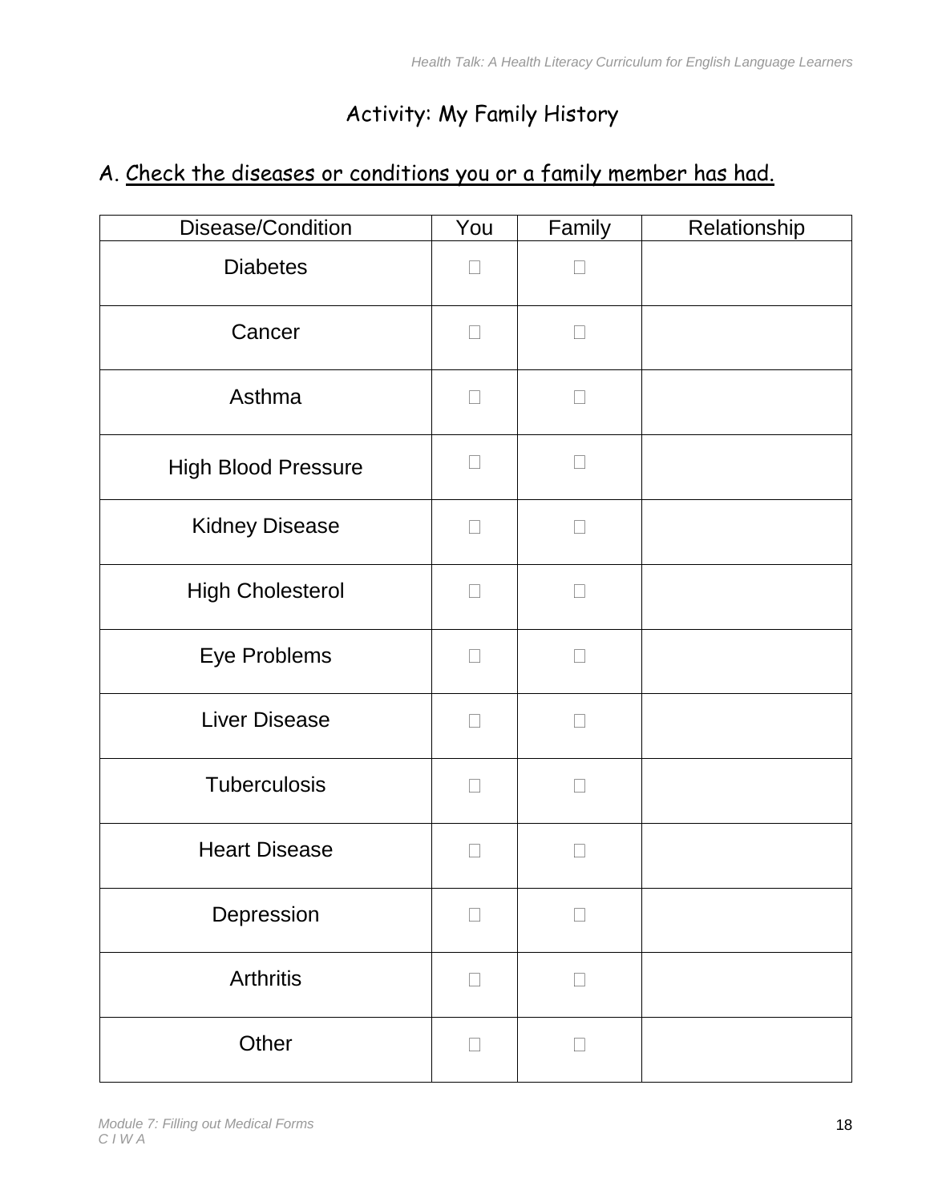# Activity: My Family History

## A. Check the diseases or conditions you or a family member has had.

| Disease/Condition | You | Family | Relationship |
|---|---|---|---|
| Diabetes | ☐ | ☐ | |
| Cancer | ☐ | ☐ | |
| Asthma | ☐ | ☐ | |
| High Blood Pressure | ☐ | ☐ | |
| Kidney Disease | ☐ | ☐ | |
| High Cholesterol | ☐ | ☐ | |
| Eye Problems | ☐ | ☐ | |
| Liver Disease | ☐ | ☐ | |
| Tuberculosis | ☐ | ☐ | |
| Heart Disease | ☐ | ☐ | |
| Depression | ☐ | ☐ | |
| Arthritis | ☐ | ☐ | |
| Other | ☐ | ☐ | |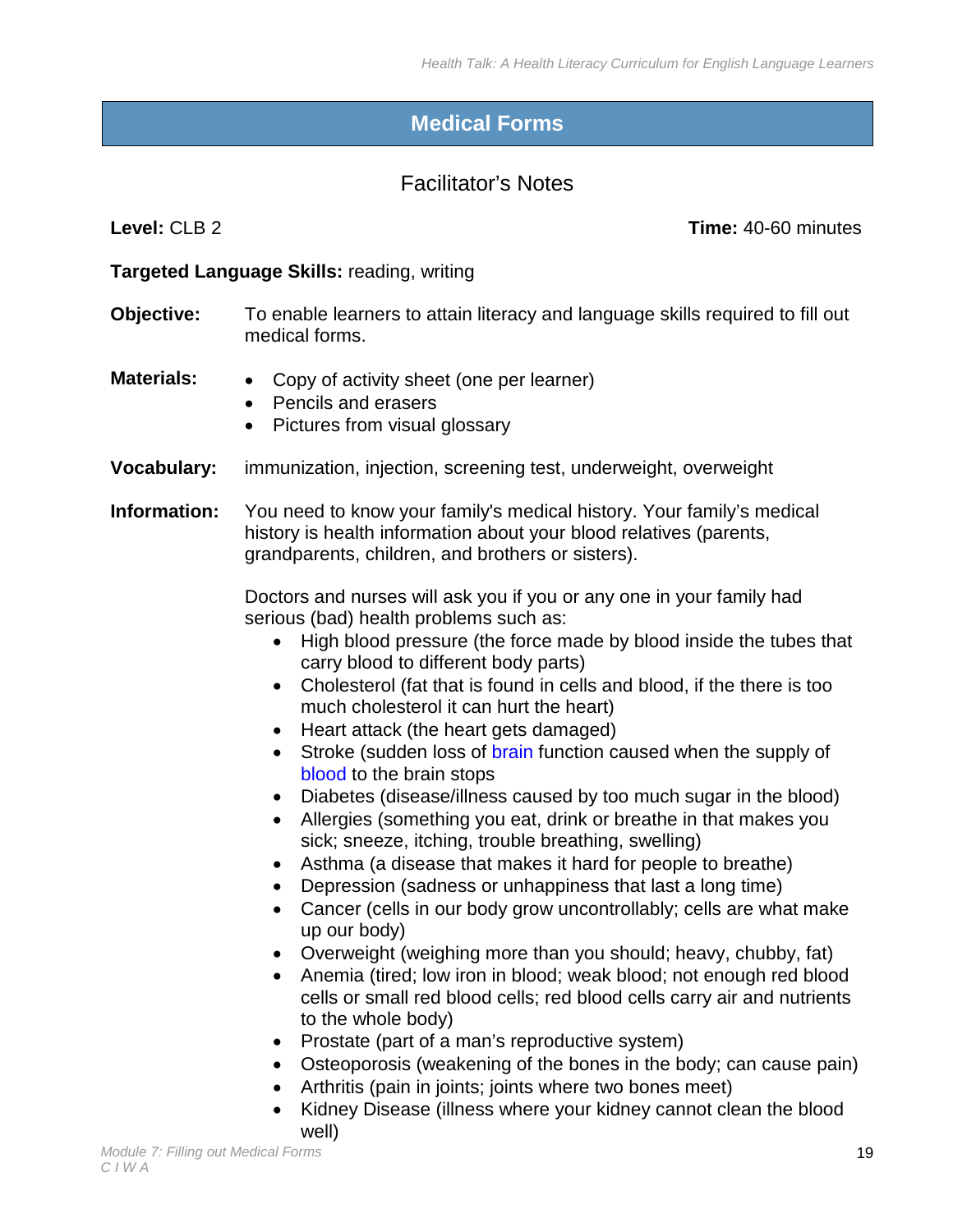# Medical Forms

## Facilitator's Notes

**Level:** CLB 2 **Time:** 40-60 minutes

**Targeted Language Skills:** reading, writing

**Objective:** To enable learners to attain literacy and language skills required to fill out medical forms.

**Materials:**

- Copy of activity sheet (one per learner)
- Pencils and erasers
- Pictures from visual glossary

**Vocabulary:** immunization, injection, screening test, underweight, overweight

**Information:** You need to know your family's medical history. Your family's medical history is health information about your blood relatives (parents, grandparents, children, and brothers or sisters).

Doctors and nurses will ask you if you or any one in your family had serious (bad) health problems such as:

- High blood pressure (the force made by blood inside the tubes that carry blood to different body parts)
- Cholesterol (fat that is found in cells and blood, if the there is too much cholesterol it can hurt the heart)
- Heart attack (the heart gets damaged)
- Stroke (sudden loss of brain function caused when the supply of blood to the brain stops
- Diabetes (disease/illness caused by too much sugar in the blood)
- Allergies (something you eat, drink or breathe in that makes you sick; sneeze, itching, trouble breathing, swelling)
- Asthma (a disease that makes it hard for people to breathe)
- Depression (sadness or unhappiness that last a long time)
- Cancer (cells in our body grow uncontrollably; cells are what make up our body)
- Overweight (weighing more than you should; heavy, chubby, fat)
- Anemia (tired; low iron in blood; weak blood; not enough red blood cells or small red blood cells; red blood cells carry air and nutrients to the whole body)
- Prostate (part of a man's reproductive system)
- Osteoporosis (weakening of the bones in the body; can cause pain)
- Arthritis (pain in joints; joints where two bones meet)
- Kidney Disease (illness where your kidney cannot clean the blood well)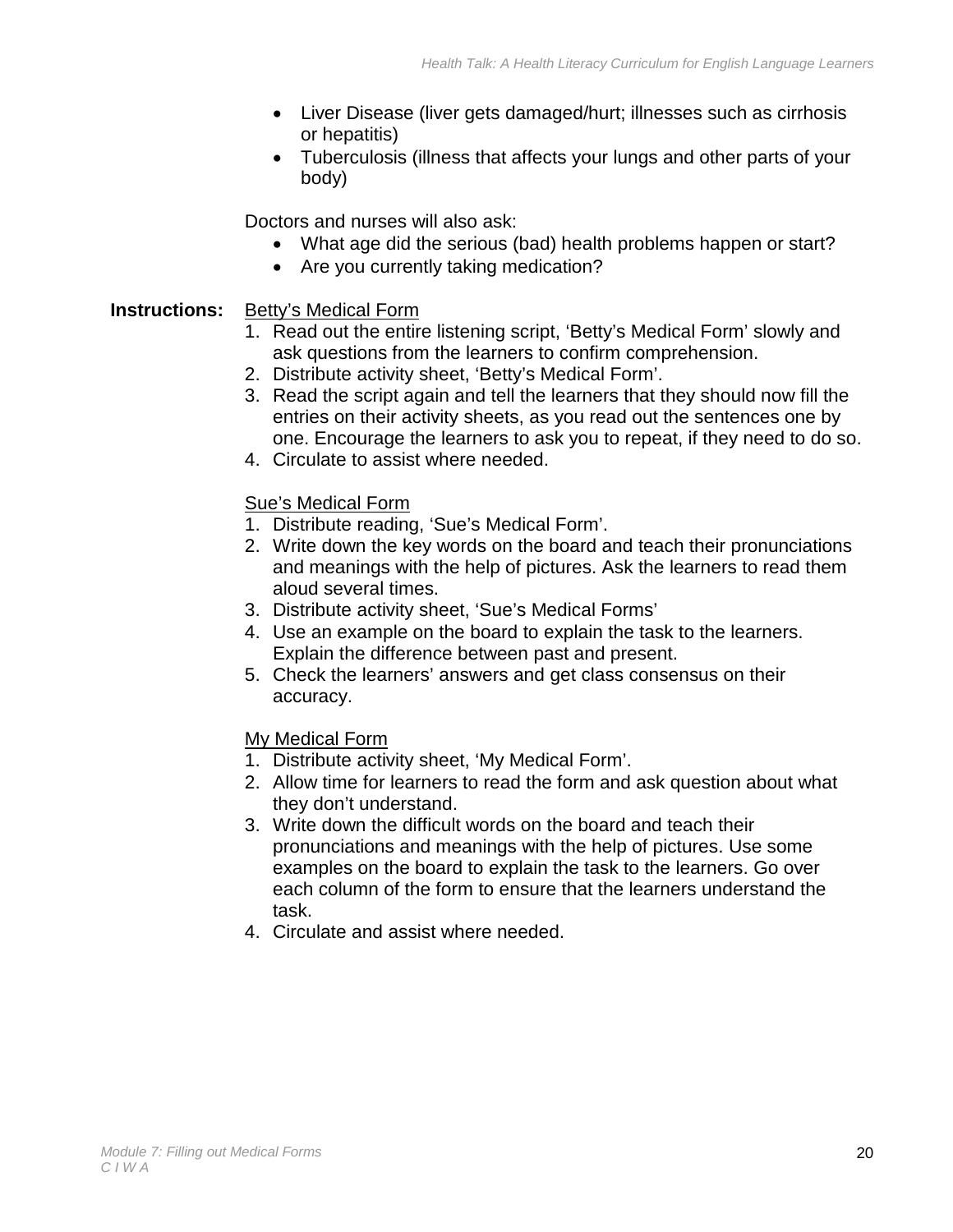- Liver Disease (liver gets damaged/hurt; illnesses such as cirrhosis or hepatitis)
- Tuberculosis (illness that affects your lungs and other parts of your body)

Doctors and nurses will also ask:

- What age did the serious (bad) health problems happen or start?
- Are you currently taking medication?

**Instructions:** Betty's Medical Form

1. Read out the entire listening script, 'Betty's Medical Form' slowly and ask questions from the learners to confirm comprehension.
2. Distribute activity sheet, 'Betty's Medical Form'.
3. Read the script again and tell the learners that they should now fill the entries on their activity sheets, as you read out the sentences one by one. Encourage the learners to ask you to repeat, if they need to do so.
4. Circulate to assist where needed.

Sue's Medical Form

1. Distribute reading, 'Sue's Medical Form'.
2. Write down the key words on the board and teach their pronunciations and meanings with the help of pictures. Ask the learners to read them aloud several times.
3. Distribute activity sheet, 'Sue's Medical Forms'
4. Use an example on the board to explain the task to the learners. Explain the difference between past and present.
5. Check the learners' answers and get class consensus on their accuracy.

My Medical Form

1. Distribute activity sheet, 'My Medical Form'.
2. Allow time for learners to read the form and ask question about what they don't understand.
3. Write down the difficult words on the board and teach their pronunciations and meanings with the help of pictures. Use some examples on the board to explain the task to the learners. Go over each column of the form to ensure that the learners understand the task.
4. Circulate and assist where needed.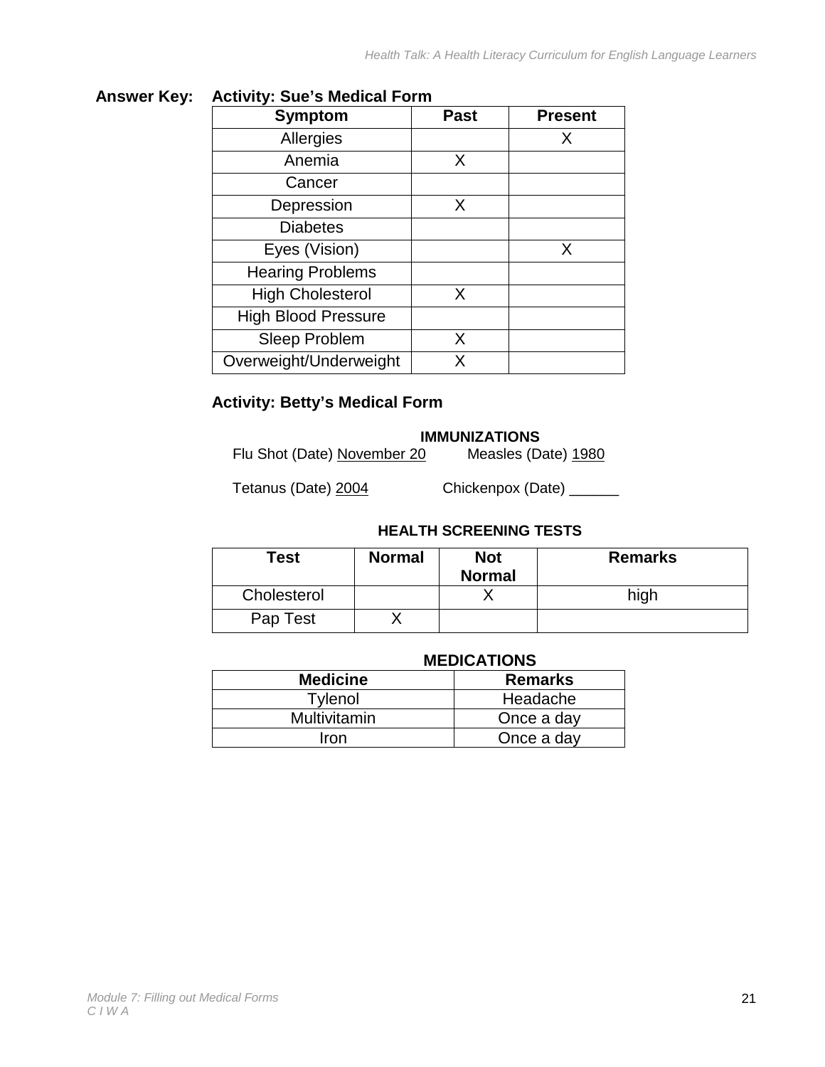**Answer Key:** **Activity: Sue's Medical Form**

| Symptom | Past | Present |
| --- | --- | --- |
| Allergies | | X |
| Anemia | X | |
| Cancer | | |
| Depression | X | |
| Diabetes | | |
| Eyes (Vision) | | X |
| Hearing Problems | | |
| High Cholesterol | X | |
| High Blood Pressure | | |
| Sleep Problem | X | |
| Overweight/Underweight | X | |

**Activity: Betty's Medical Form**

**IMMUNIZATIONS**

Flu Shot (Date) November 20 Measles (Date) 1980

Tetanus (Date) 2004 Chickenpox (Date) ______

**HEALTH SCREENING TESTS**

| Test | Normal | Not Normal | Remarks |
| --- | --- | --- | --- |
| Cholesterol | | X | high |
| Pap Test | X | | |

**MEDICATIONS**

| Medicine | Remarks |
| --- | --- |
| Tylenol | Headache |
| Multivitamin | Once a day |
| Iron | Once a day |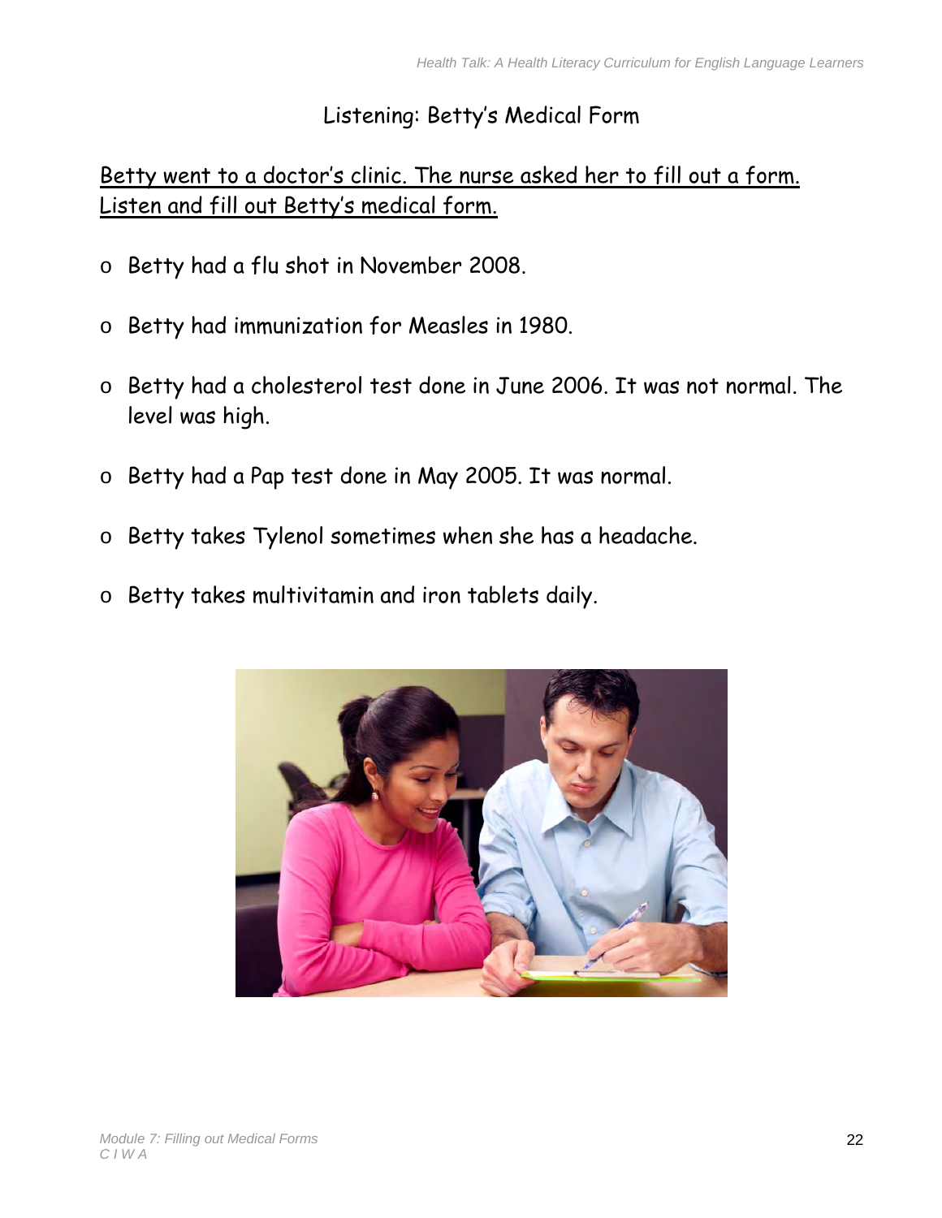# Listening: Betty's Medical Form

Betty went to a doctor's clinic. The nurse asked her to fill out a form. Listen and fill out Betty's medical form.

- Betty had a flu shot in November 2008.
- Betty had immunization for Measles in 1980.
- Betty had a cholesterol test done in June 2006. It was not normal. The level was high.
- Betty had a Pap test done in May 2005. It was normal.
- Betty takes Tylenol sometimes when she has a headache.
- Betty takes multivitamin and iron tablets daily.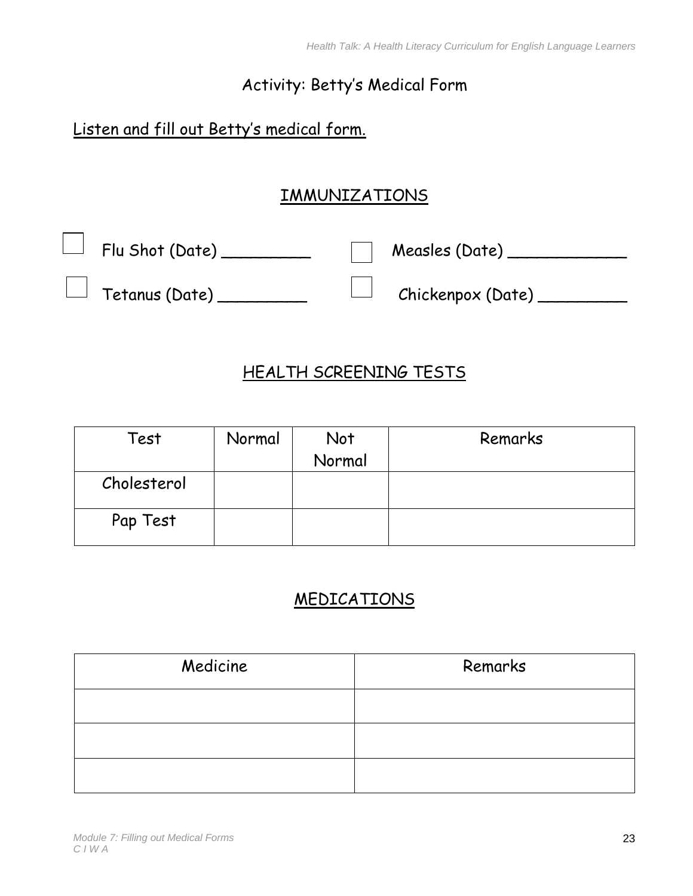# Activity: Betty's Medical Form

Listen and fill out Betty's medical form.

## IMMUNIZATIONS

☐ Flu Shot (Date) _________ ☐ Measles (Date) ____________

☐ Tetanus (Date) _________ ☐ Chickenpox (Date) _________

## HEALTH SCREENING TESTS

| Test | Normal | Not Normal | Remarks |
|---|---|---|---|
| Cholesterol | | | |
| Pap Test | | | |

## MEDICATIONS

| Medicine | Remarks |
|---|---|
| | |
| | |
| | |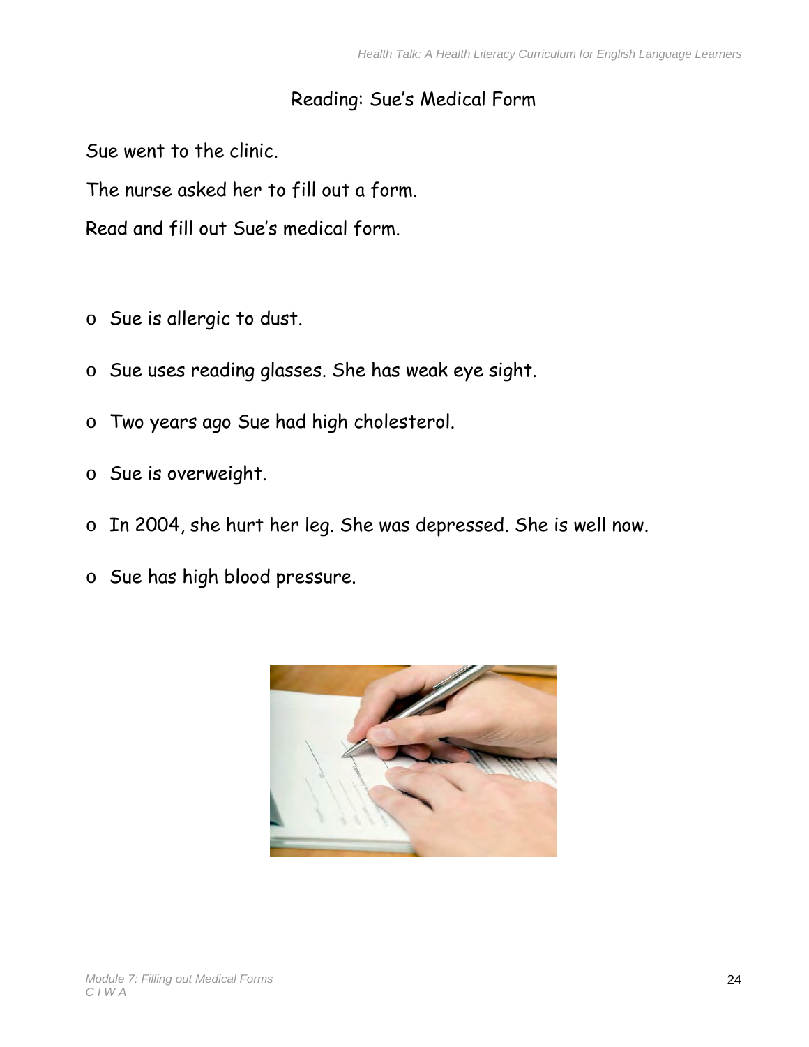## Reading: Sue's Medical Form

Sue went to the clinic.

The nurse asked her to fill out a form.

Read and fill out Sue's medical form.

- Sue is allergic to dust.
- Sue uses reading glasses. She has weak eye sight.
- Two years ago Sue had high cholesterol.
- Sue is overweight.
- In 2004, she hurt her leg. She was depressed. She is well now.
- Sue has high blood pressure.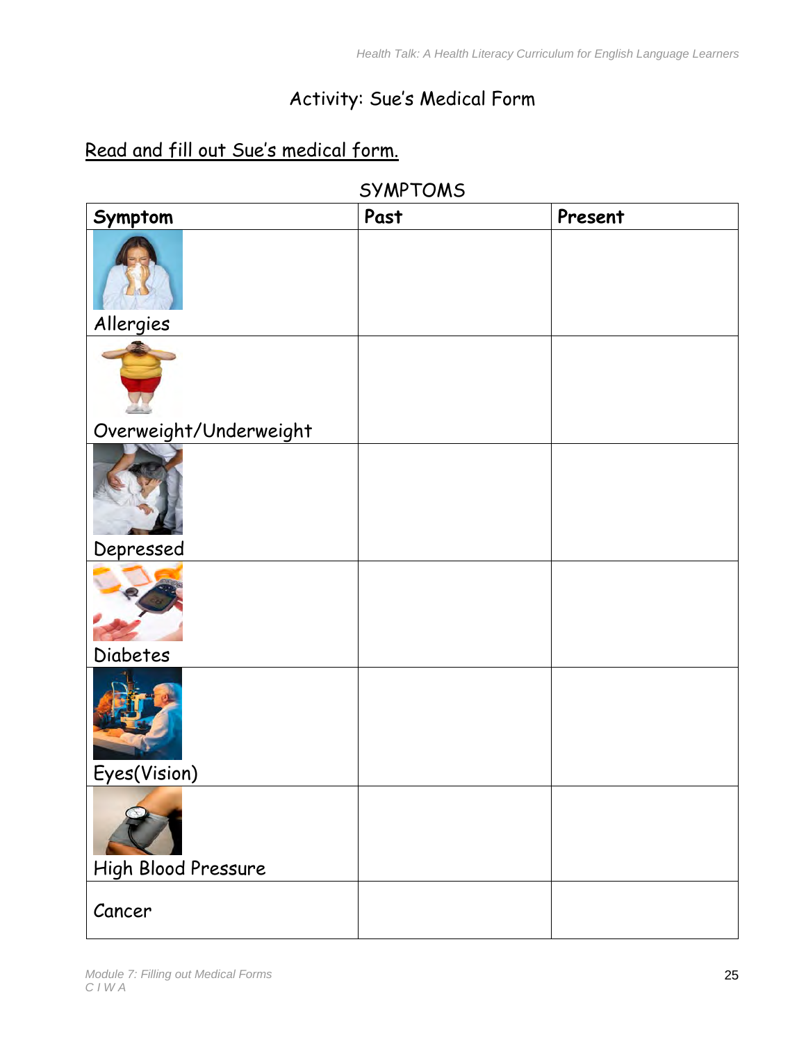# Activity: Sue's Medical Form

Read and fill out Sue's medical form.

SYMPTOMS

| Symptom | Past | Present |
|---|---|---|
| Allergies | | |
| Overweight/Underweight | | |
| Depressed | | |
| Diabetes | | |
| Eyes(Vision) | | |
| High Blood Pressure | | |
| Cancer | | |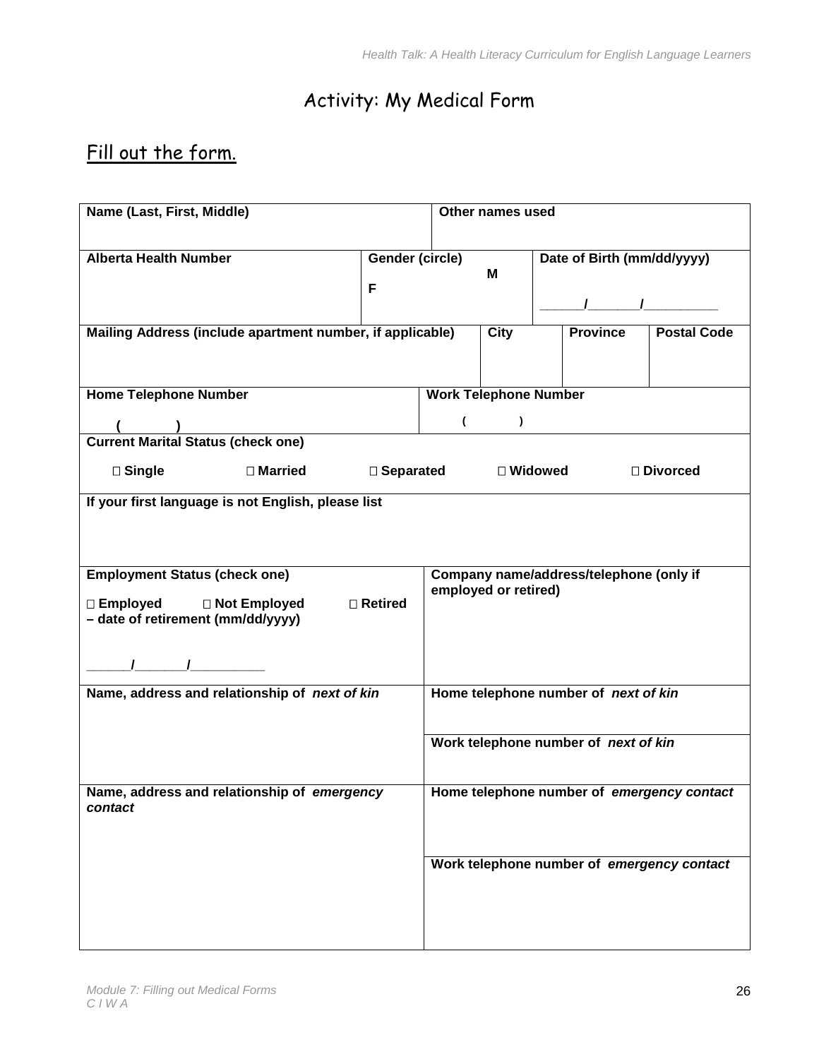# Activity: My Medical Form

## Fill out the form.

| **Name (Last, First, Middle)** | | **Other names used** | |
|---|---|---|---|
| **Alberta Health Number** | **Gender (circle)** **F** **M** | **Date of Birth (mm/dd/yyyy)** ______/_______/__________ | |
| **Mailing Address (include apartment number, if applicable)** | **City** | **Province** | **Postal Code** |
| **Home Telephone Number** ( ) | | **Work Telephone Number** ( ) | |
| **Current Marital Status (check one)** □ **Single** □ **Married** □ **Separated** □ **Widowed** □ **Divorced** | | | |
| **If your first language is not English, please list** | | | |
| **Employment Status (check one)** □ **Employed** □ **Not Employed** □ **Retired – date of retirement (mm/dd/yyyy)** ______/_______/__________ | | **Company name/address/telephone (only if employed or retired)** | |
| **Name, address and relationship of** ***next of kin*** | | **Home telephone number of** ***next of kin*** | |
| | | **Work telephone number of** ***next of kin*** | |
| **Name, address and relationship of** ***emergency contact*** | | **Home telephone number of** ***emergency contact*** | |
| | | **Work telephone number of** ***emergency contact*** | |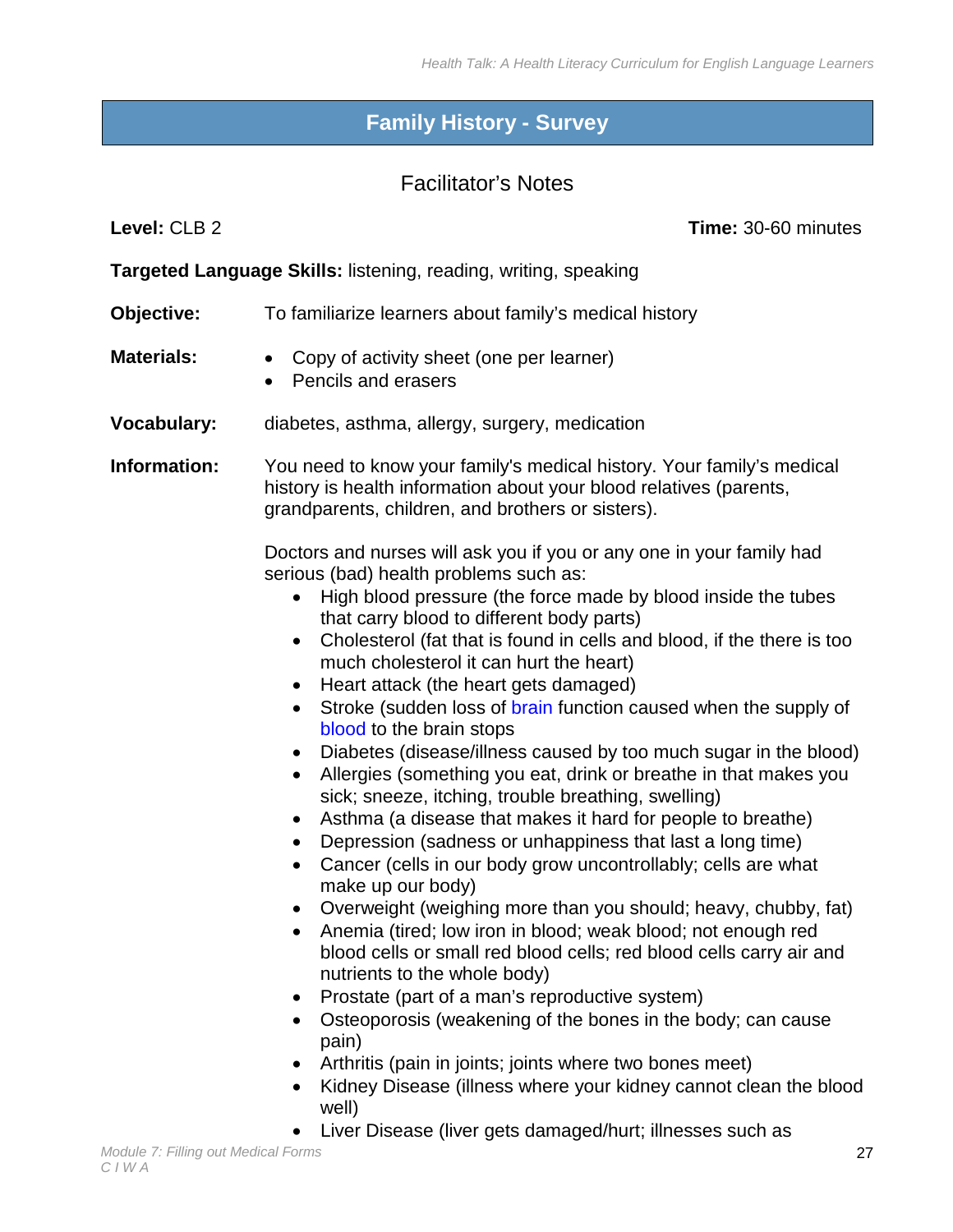## Family History - Survey

### Facilitator's Notes

**Level:** CLB 2 **Time:** 30-60 minutes

**Targeted Language Skills:** listening, reading, writing, speaking

**Objective:** To familiarize learners about family's medical history

**Materials:**

- Copy of activity sheet (one per learner)
- Pencils and erasers

**Vocabulary:** diabetes, asthma, allergy, surgery, medication

**Information:** You need to know your family's medical history. Your family's medical history is health information about your blood relatives (parents, grandparents, children, and brothers or sisters).

Doctors and nurses will ask you if you or any one in your family had serious (bad) health problems such as:

- High blood pressure (the force made by blood inside the tubes that carry blood to different body parts)
- Cholesterol (fat that is found in cells and blood, if the there is too much cholesterol it can hurt the heart)
- Heart attack (the heart gets damaged)
- Stroke (sudden loss of brain function caused when the supply of blood to the brain stops
- Diabetes (disease/illness caused by too much sugar in the blood)
- Allergies (something you eat, drink or breathe in that makes you sick; sneeze, itching, trouble breathing, swelling)
- Asthma (a disease that makes it hard for people to breathe)
- Depression (sadness or unhappiness that last a long time)
- Cancer (cells in our body grow uncontrollably; cells are what make up our body)
- Overweight (weighing more than you should; heavy, chubby, fat)
- Anemia (tired; low iron in blood; weak blood; not enough red blood cells or small red blood cells; red blood cells carry air and nutrients to the whole body)
- Prostate (part of a man's reproductive system)
- Osteoporosis (weakening of the bones in the body; can cause pain)
- Arthritis (pain in joints; joints where two bones meet)
- Kidney Disease (illness where your kidney cannot clean the blood well)
- Liver Disease (liver gets damaged/hurt; illnesses such as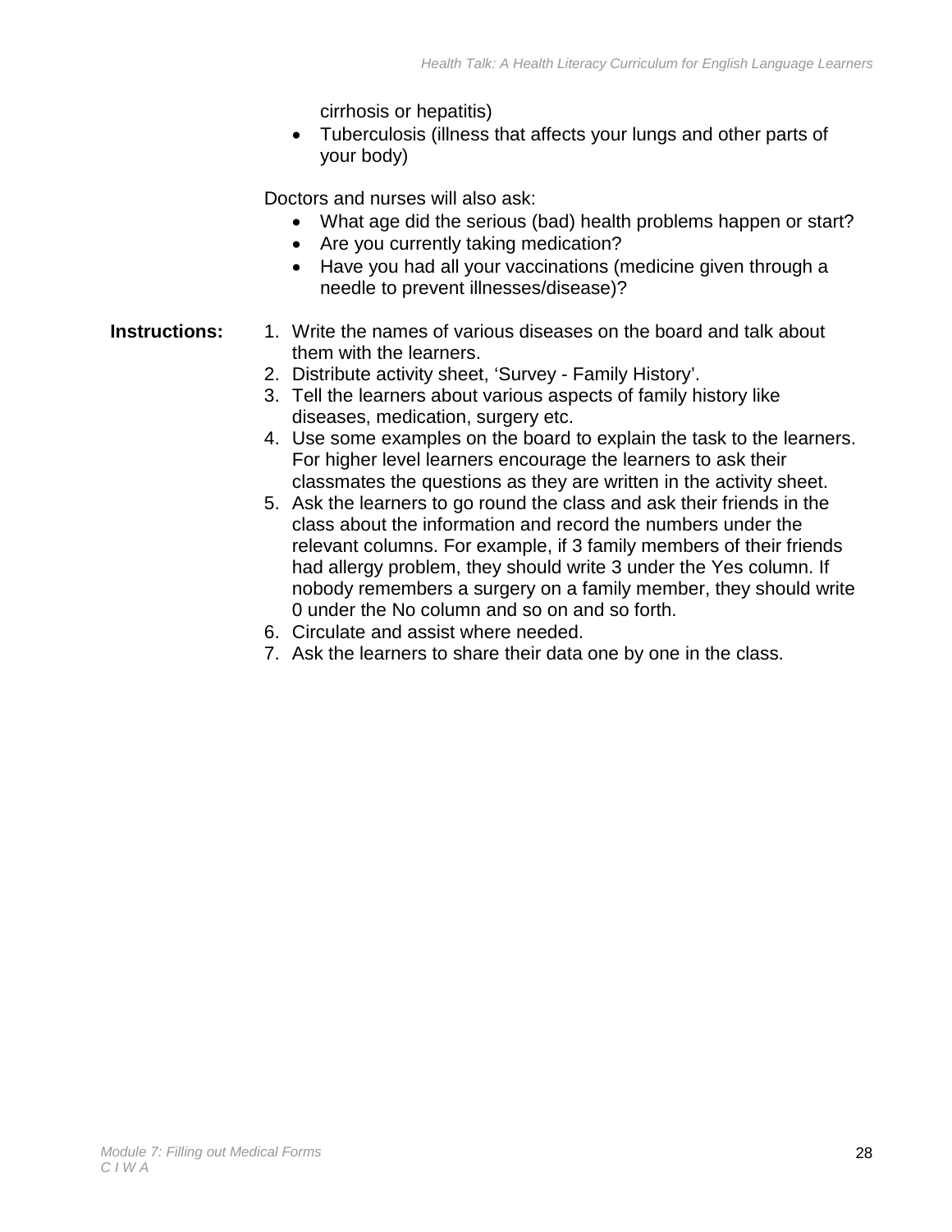cirrhosis or hepatitis)
- Tuberculosis (illness that affects your lungs and other parts of your body)

Doctors and nurses will also ask:

- What age did the serious (bad) health problems happen or start?
- Are you currently taking medication?
- Have you had all your vaccinations (medicine given through a needle to prevent illnesses/disease)?

**Instructions:**

1. Write the names of various diseases on the board and talk about them with the learners.
2. Distribute activity sheet, 'Survey - Family History'.
3. Tell the learners about various aspects of family history like diseases, medication, surgery etc.
4. Use some examples on the board to explain the task to the learners. For higher level learners encourage the learners to ask their classmates the questions as they are written in the activity sheet.
5. Ask the learners to go round the class and ask their friends in the class about the information and record the numbers under the relevant columns. For example, if 3 family members of their friends had allergy problem, they should write 3 under the Yes column. If nobody remembers a surgery on a family member, they should write 0 under the No column and so on and so forth.
6. Circulate and assist where needed.
7. Ask the learners to share their data one by one in the class.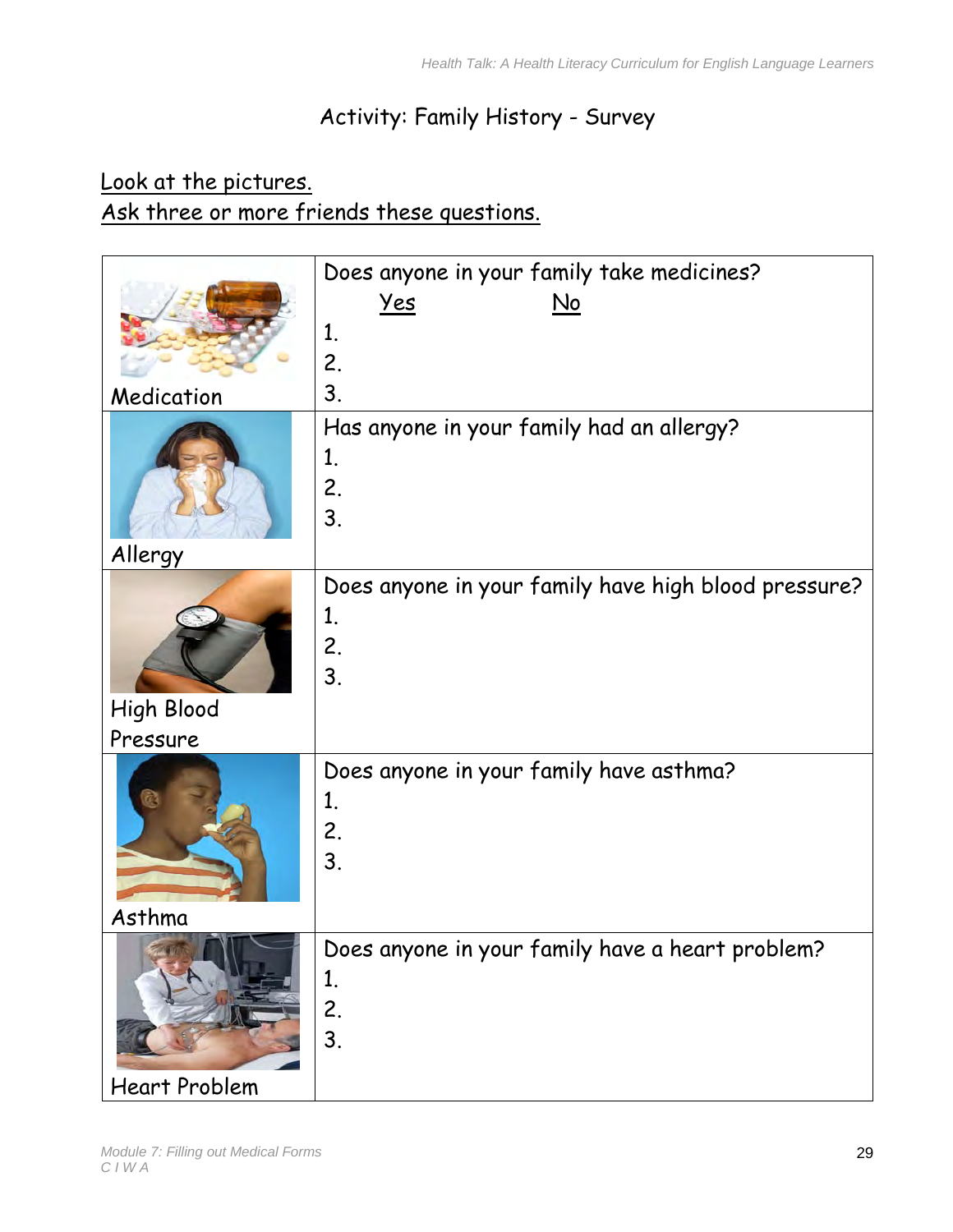# Activity: Family History - Survey

Look at the pictures.
Ask three or more friends these questions.

| | |
|---|---|
| Medication | Does anyone in your family take medicines?<br>Yes &nbsp;&nbsp;&nbsp;&nbsp;&nbsp;&nbsp;&nbsp;&nbsp; No<br>1.<br>2.<br>3. |
| Allergy | Has anyone in your family had an allergy?<br>1.<br>2.<br>3. |
| High Blood Pressure | Does anyone in your family have high blood pressure?<br>1.<br>2.<br>3. |
| Asthma | Does anyone in your family have asthma?<br>1.<br>2.<br>3. |
| Heart Problem | Does anyone in your family have a heart problem?<br>1.<br>2.<br>3. |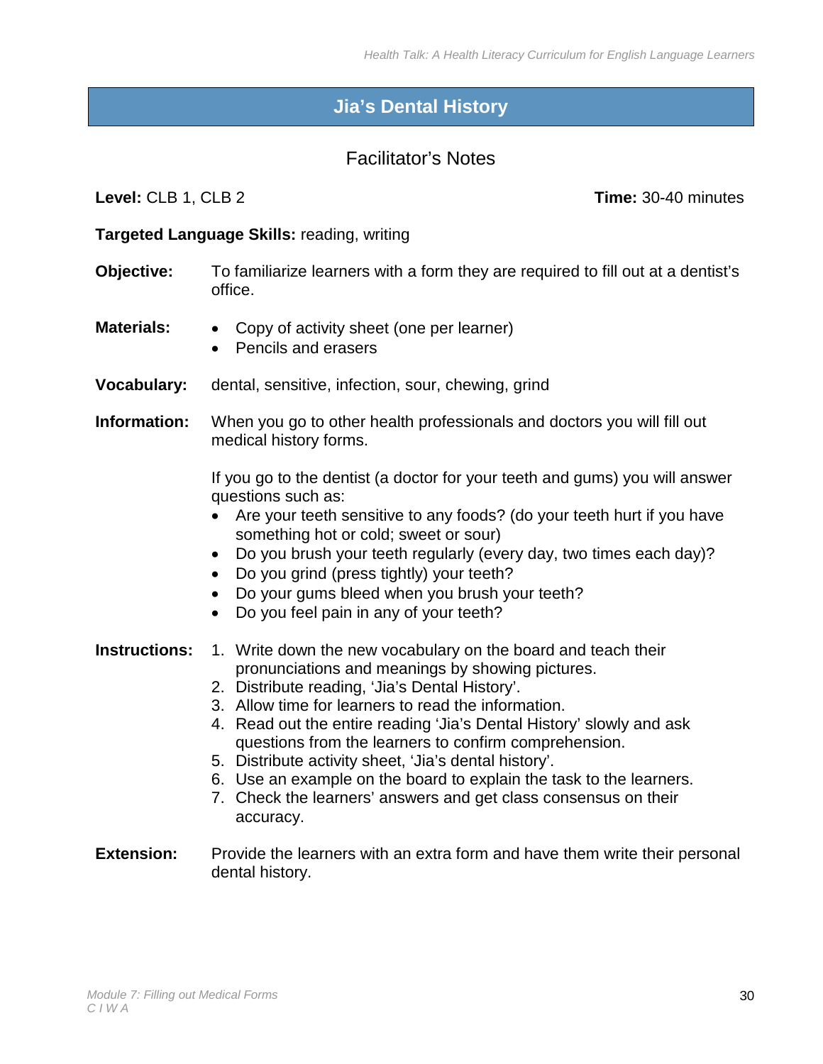# Jia's Dental History

## Facilitator's Notes

**Level:** CLB 1, CLB 2 **Time:** 30-40 minutes

**Targeted Language Skills:** reading, writing

**Objective:** To familiarize learners with a form they are required to fill out at a dentist's office.

**Materials:**
- Copy of activity sheet (one per learner)
- Pencils and erasers

**Vocabulary:** dental, sensitive, infection, sour, chewing, grind

**Information:** When you go to other health professionals and doctors you will fill out medical history forms.

If you go to the dentist (a doctor for your teeth and gums) you will answer questions such as:
- Are your teeth sensitive to any foods? (do your teeth hurt if you have something hot or cold; sweet or sour)
- Do you brush your teeth regularly (every day, two times each day)?
- Do you grind (press tightly) your teeth?
- Do your gums bleed when you brush your teeth?
- Do you feel pain in any of your teeth?

**Instructions:**
1. Write down the new vocabulary on the board and teach their pronunciations and meanings by showing pictures.
2. Distribute reading, 'Jia's Dental History'.
3. Allow time for learners to read the information.
4. Read out the entire reading 'Jia's Dental History' slowly and ask questions from the learners to confirm comprehension.
5. Distribute activity sheet, 'Jia's dental history'.
6. Use an example on the board to explain the task to the learners.
7. Check the learners' answers and get class consensus on their accuracy.

**Extension:** Provide the learners with an extra form and have them write their personal dental history.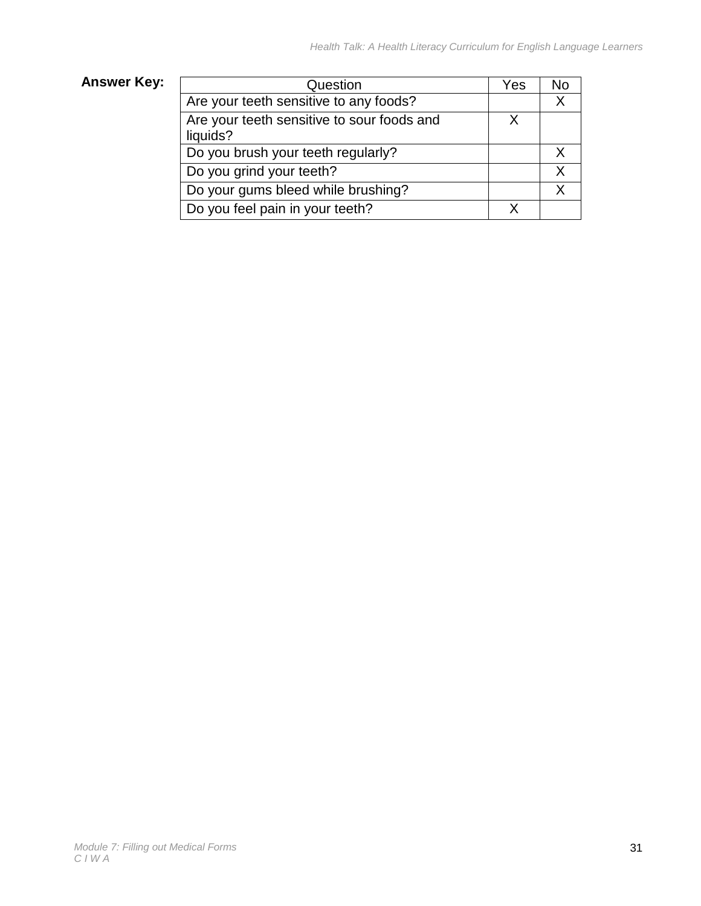**Answer Key:**

| Question | Yes | No |
| --- | --- | --- |
| Are your teeth sensitive to any foods? | | X |
| Are your teeth sensitive to sour foods and liquids? | X | |
| Do you brush your teeth regularly? | | X |
| Do you grind your teeth? | | X |
| Do your gums bleed while brushing? | | X |
| Do you feel pain in your teeth? | X | |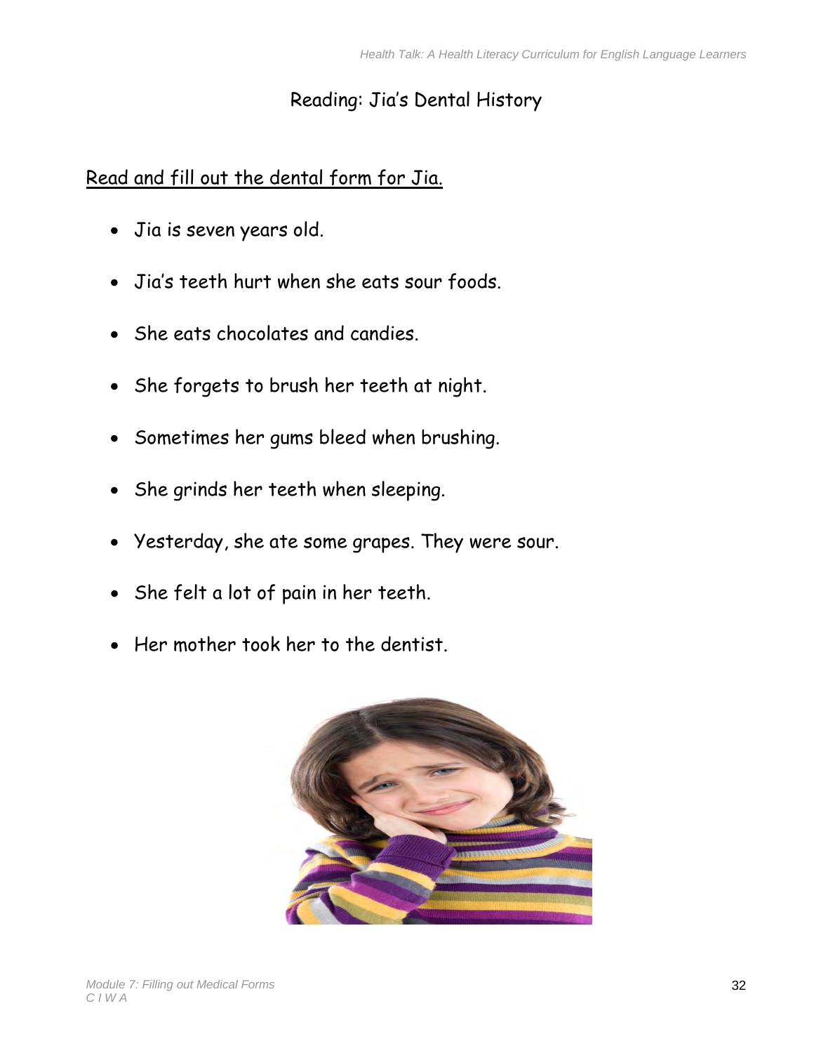# Reading: Jia's Dental History

Read and fill out the dental form for Jia.

- Jia is seven years old.
- Jia's teeth hurt when she eats sour foods.
- She eats chocolates and candies.
- She forgets to brush her teeth at night.
- Sometimes her gums bleed when brushing.
- She grinds her teeth when sleeping.
- Yesterday, she ate some grapes. They were sour.
- She felt a lot of pain in her teeth.
- Her mother took her to the dentist.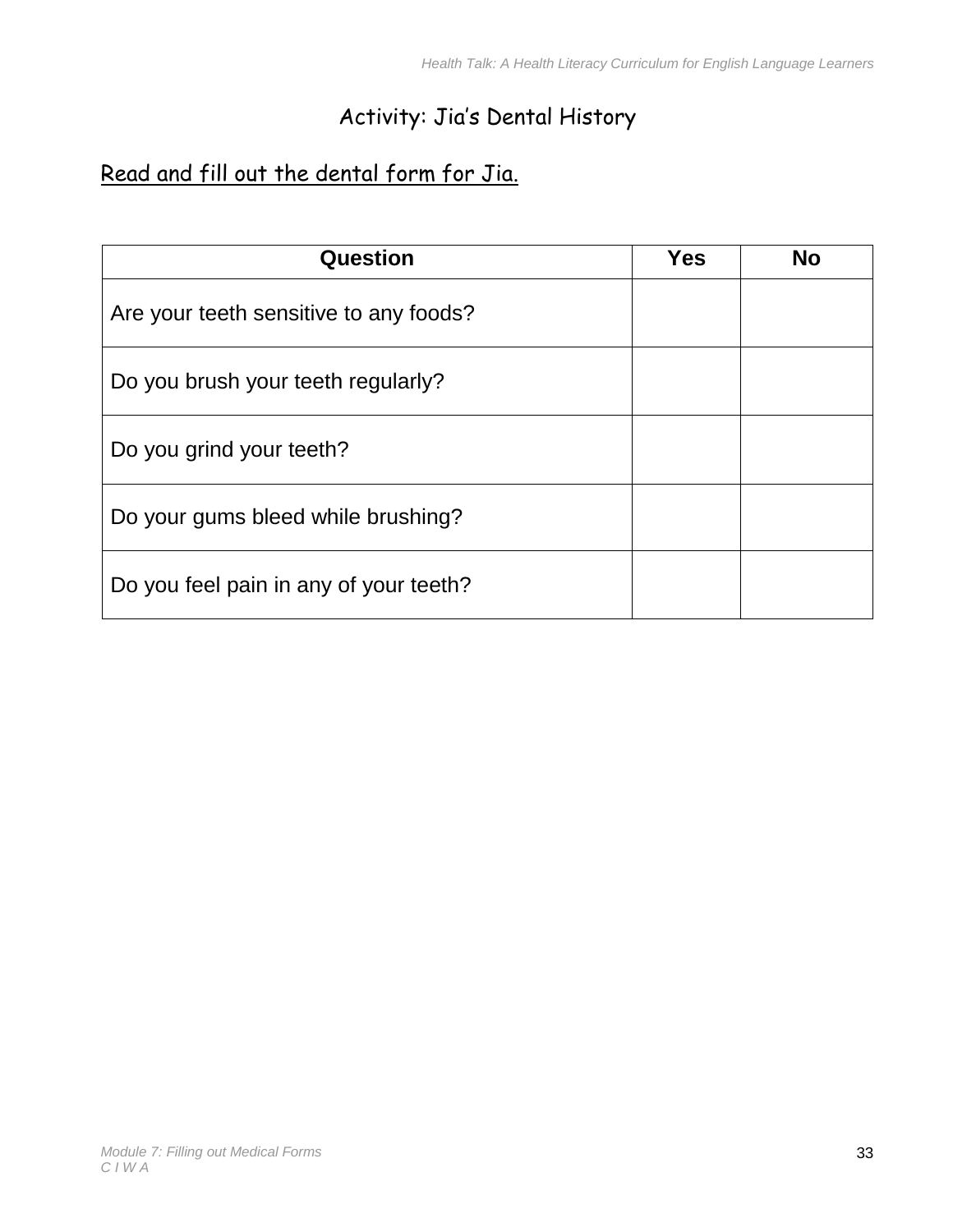# Activity: Jia's Dental History

<u>Read and fill out the dental form for Jia.</u>

| Question | Yes | No |
|---|---|---|
| Are your teeth sensitive to any foods? | | |
| Do you brush your teeth regularly? | | |
| Do you grind your teeth? | | |
| Do your gums bleed while brushing? | | |
| Do you feel pain in any of your teeth? | | |